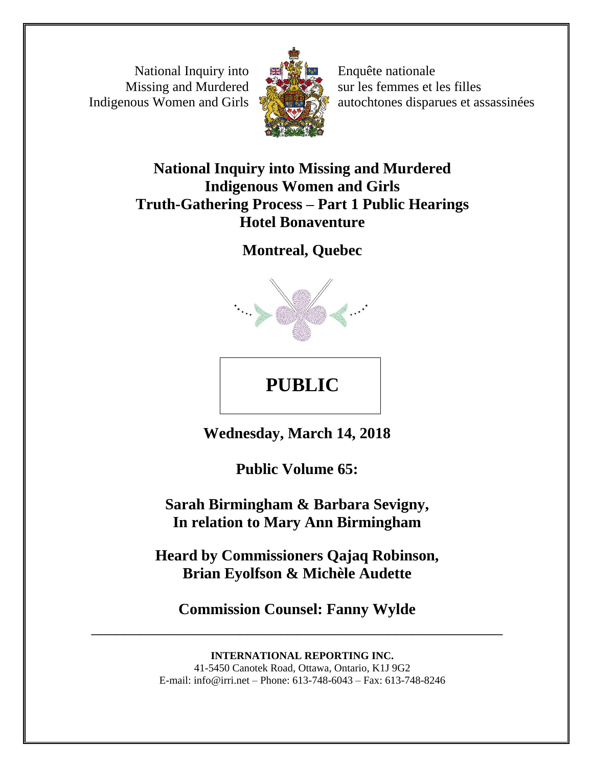National Inquiry into Missing and Murdered Indigenous Women and Girls

Enquête nationale sur les femmes et les filles autochtones disparues et assassinées

# National Inquiry into Missing and Murdered Indigenous Women and Girls Truth-Gathering Process – Part 1 Public Hearings Hotel Bonaventure

## Montreal, Quebec

**PUBLIC**

**Wednesday, March 14, 2018**

**Public Volume 65:**

**Sarah Birmingham & Barbara Sevigny, In relation to Mary Ann Birmingham**

**Heard by Commissioners Qajaq Robinson, Brian Eyolfson & Michèle Audette**

**Commission Counsel: Fanny Wylde**

---

**INTERNATIONAL REPORTING INC.**
41-5450 Canotek Road, Ottawa, Ontario, K1J 9G2
E-mail: info@irri.net – Phone: 613-748-6043 – Fax: 613-748-8246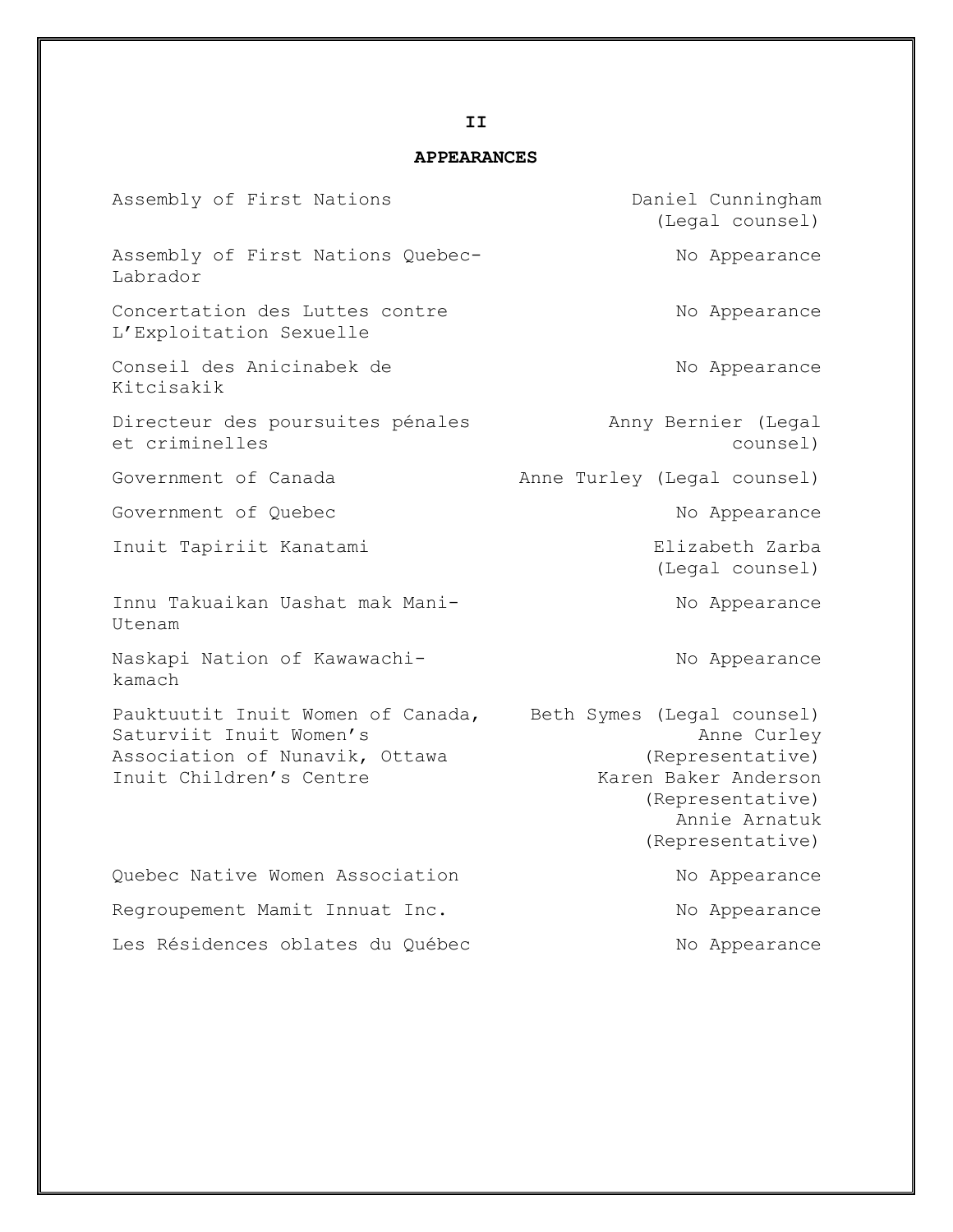II

## APPEARANCES

| Party | Appearance |
| --- | --- |
| Assembly of First Nations | Daniel Cunningham (Legal counsel) |
| Assembly of First Nations Quebec-Labrador | No Appearance |
| Concertation des Luttes contre L'Exploitation Sexuelle | No Appearance |
| Conseil des Anicinabek de Kitcisakik | No Appearance |
| Directeur des poursuites pénales et criminelles | Anny Bernier (Legal counsel) |
| Government of Canada | Anne Turley (Legal counsel) |
| Government of Quebec | No Appearance |
| Inuit Tapiriit Kanatami | Elizabeth Zarba (Legal counsel) |
| Innu Takuaikan Uashat mak Mani-Utenam | No Appearance |
| Naskapi Nation of Kawawachi-kamach | No Appearance |
| Pauktuutit Inuit Women of Canada, Saturviit Inuit Women's Association of Nunavik, Ottawa Inuit Children's Centre | Beth Symes (Legal counsel)<br>Anne Curley (Representative)<br>Karen Baker Anderson (Representative)<br>Annie Arnatuk (Representative) |
| Quebec Native Women Association | No Appearance |
| Regroupement Mamit Innuat Inc. | No Appearance |
| Les Résidences oblates du Québec | No Appearance |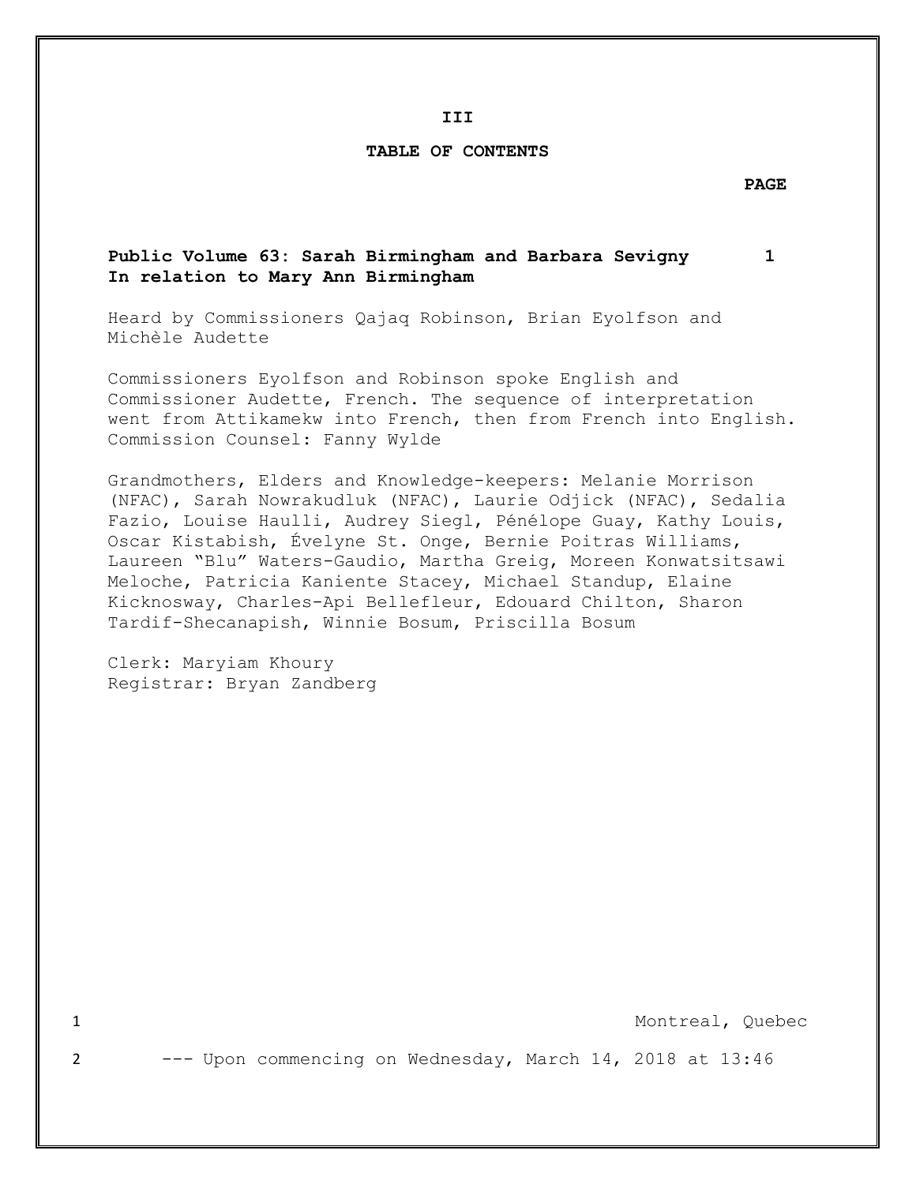III

## TABLE OF CONTENTS

**PAGE**

**Public Volume 63: Sarah Birmingham and Barbara Sevigny 1**
**In relation to Mary Ann Birmingham**

Heard by Commissioners Qajaq Robinson, Brian Eyolfson and Michèle Audette

Commissioners Eyolfson and Robinson spoke English and Commissioner Audette, French. The sequence of interpretation went from Attikamekw into French, then from French into English.
Commission Counsel: Fanny Wylde

Grandmothers, Elders and Knowledge-keepers: Melanie Morrison (NFAC), Sarah Nowrakudluk (NFAC), Laurie Odjick (NFAC), Sedalia Fazio, Louise Haulli, Audrey Siegl, Pénélope Guay, Kathy Louis, Oscar Kistabish, Évelyne St. Onge, Bernie Poitras Williams, Laureen "Blu" Waters-Gaudio, Martha Greig, Moreen Konwatsitsawi Meloche, Patricia Kaniente Stacey, Michael Standup, Elaine Kicknosway, Charles-Api Bellefleur, Edouard Chilton, Sharon Tardif-Shecanapish, Winnie Bosum, Priscilla Bosum

Clerk: Maryiam Khoury
Registrar: Bryan Zandberg

1 Montreal, Quebec

2 --- Upon commencing on Wednesday, March 14, 2018 at 13:46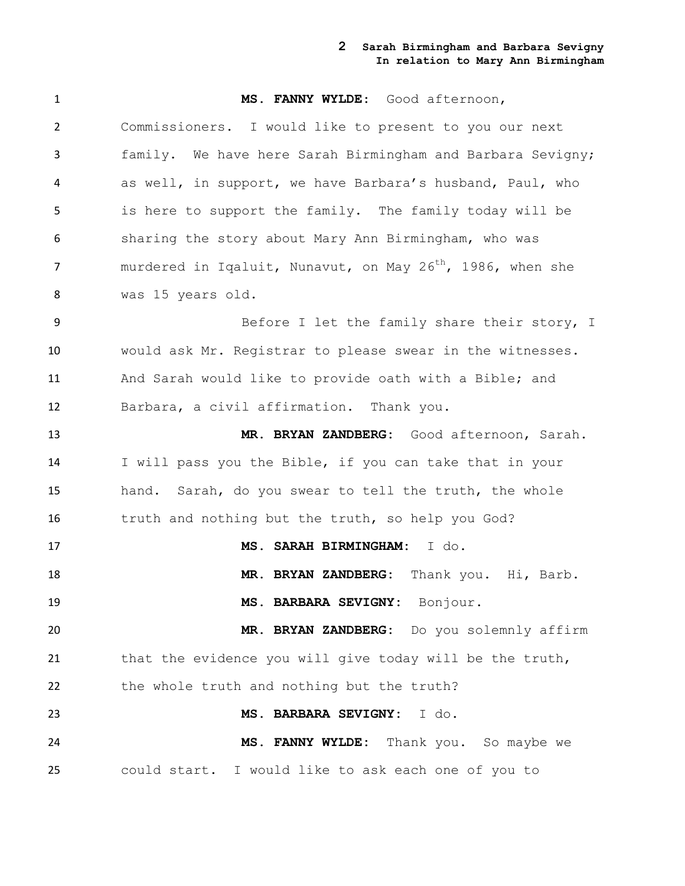**MS. FANNY WYLDE:** Good afternoon, Commissioners. I would like to present to you our next family. We have here Sarah Birmingham and Barbara Sevigny; as well, in support, we have Barbara's husband, Paul, who is here to support the family. The family today will be sharing the story about Mary Ann Birmingham, who was murdered in Iqaluit, Nunavut, on May 26th, 1986, when she was 15 years old.

Before I let the family share their story, I would ask Mr. Registrar to please swear in the witnesses. And Sarah would like to provide oath with a Bible; and Barbara, a civil affirmation. Thank you.

**MR. BRYAN ZANDBERG:** Good afternoon, Sarah. I will pass you the Bible, if you can take that in your hand. Sarah, do you swear to tell the truth, the whole truth and nothing but the truth, so help you God?

**MS. SARAH BIRMINGHAM:** I do.

**MR. BRYAN ZANDBERG:** Thank you. Hi, Barb.

**MS. BARBARA SEVIGNY:** Bonjour.

**MR. BRYAN ZANDBERG:** Do you solemnly affirm that the evidence you will give today will be the truth, the whole truth and nothing but the truth?

**MS. BARBARA SEVIGNY:** I do.

**MS. FANNY WYLDE:** Thank you. So maybe we could start. I would like to ask each one of you to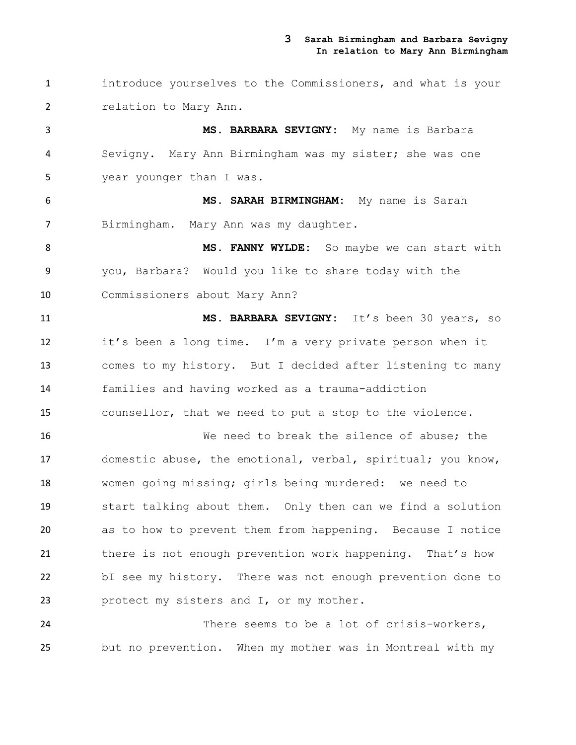introduce yourselves to the Commissioners, and what is your relation to Mary Ann.

**MS. BARBARA SEVIGNY:** My name is Barbara Sevigny. Mary Ann Birmingham was my sister; she was one year younger than I was.

**MS. SARAH BIRMINGHAM:** My name is Sarah Birmingham. Mary Ann was my daughter.

**MS. FANNY WYLDE:** So maybe we can start with you, Barbara? Would you like to share today with the Commissioners about Mary Ann?

**MS. BARBARA SEVIGNY:** It's been 30 years, so it's been a long time. I'm a very private person when it comes to my history. But I decided after listening to many families and having worked as a trauma-addiction counsellor, that we need to put a stop to the violence.

We need to break the silence of abuse; the domestic abuse, the emotional, verbal, spiritual; you know, women going missing; girls being murdered: we need to start talking about them. Only then can we find a solution as to how to prevent them from happening. Because I notice there is not enough prevention work happening. That's how bI see my history. There was not enough prevention done to protect my sisters and I, or my mother.

There seems to be a lot of crisis-workers, but no prevention. When my mother was in Montreal with my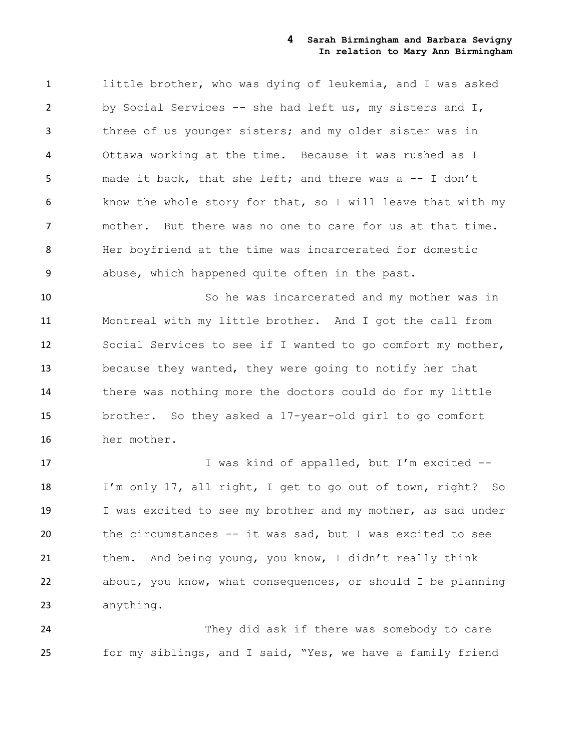little brother, who was dying of leukemia, and I was asked by Social Services -- she had left us, my sisters and I, three of us younger sisters; and my older sister was in Ottawa working at the time. Because it was rushed as I made it back, that she left; and there was a -- I don't know the whole story for that, so I will leave that with my mother. But there was no one to care for us at that time. Her boyfriend at the time was incarcerated for domestic abuse, which happened quite often in the past.

So he was incarcerated and my mother was in Montreal with my little brother. And I got the call from Social Services to see if I wanted to go comfort my mother, because they wanted, they were going to notify her that there was nothing more the doctors could do for my little brother. So they asked a 17-year-old girl to go comfort her mother.

I was kind of appalled, but I'm excited -- I'm only 17, all right, I get to go out of town, right? So I was excited to see my brother and my mother, as sad under the circumstances -- it was sad, but I was excited to see them. And being young, you know, I didn't really think about, you know, what consequences, or should I be planning anything.

They did ask if there was somebody to care for my siblings, and I said, "Yes, we have a family friend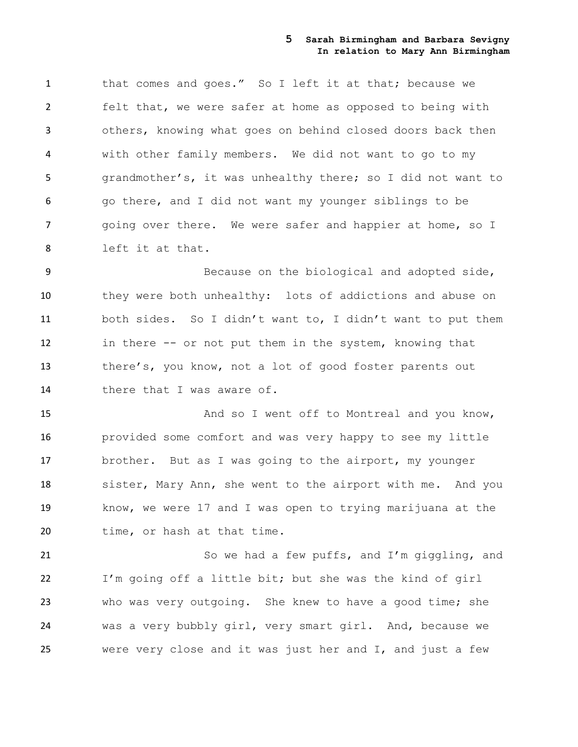that comes and goes." So I left it at that; because we felt that, we were safer at home as opposed to being with others, knowing what goes on behind closed doors back then with other family members. We did not want to go to my grandmother's, it was unhealthy there; so I did not want to go there, and I did not want my younger siblings to be going over there. We were safer and happier at home, so I left it at that.

Because on the biological and adopted side, they were both unhealthy: lots of addictions and abuse on both sides. So I didn't want to, I didn't want to put them in there -- or not put them in the system, knowing that there's, you know, not a lot of good foster parents out there that I was aware of.

And so I went off to Montreal and you know, provided some comfort and was very happy to see my little brother. But as I was going to the airport, my younger sister, Mary Ann, she went to the airport with me. And you know, we were 17 and I was open to trying marijuana at the time, or hash at that time.

So we had a few puffs, and I'm giggling, and I'm going off a little bit; but she was the kind of girl who was very outgoing. She knew to have a good time; she was a very bubbly girl, very smart girl. And, because we were very close and it was just her and I, and just a few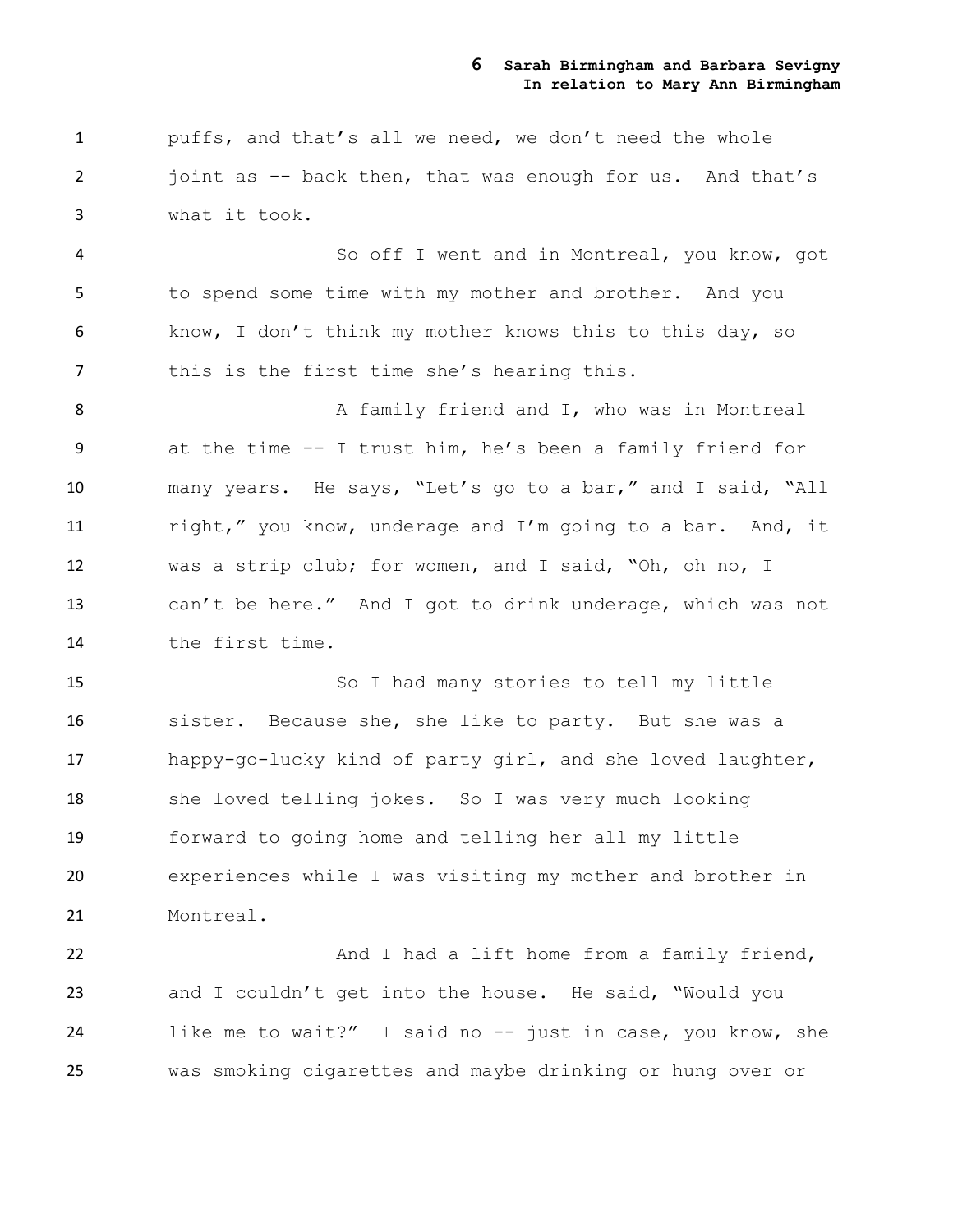puffs, and that's all we need, we don't need the whole joint as -- back then, that was enough for us. And that's what it took.

So off I went and in Montreal, you know, got to spend some time with my mother and brother. And you know, I don't think my mother knows this to this day, so this is the first time she's hearing this.

A family friend and I, who was in Montreal at the time -- I trust him, he's been a family friend for many years. He says, "Let's go to a bar," and I said, "All right," you know, underage and I'm going to a bar. And, it was a strip club; for women, and I said, "Oh, oh no, I can't be here." And I got to drink underage, which was not the first time.

So I had many stories to tell my little sister. Because she, she like to party. But she was a happy-go-lucky kind of party girl, and she loved laughter, she loved telling jokes. So I was very much looking forward to going home and telling her all my little experiences while I was visiting my mother and brother in Montreal.

And I had a lift home from a family friend, and I couldn't get into the house. He said, "Would you like me to wait?" I said no -- just in case, you know, she was smoking cigarettes and maybe drinking or hung over or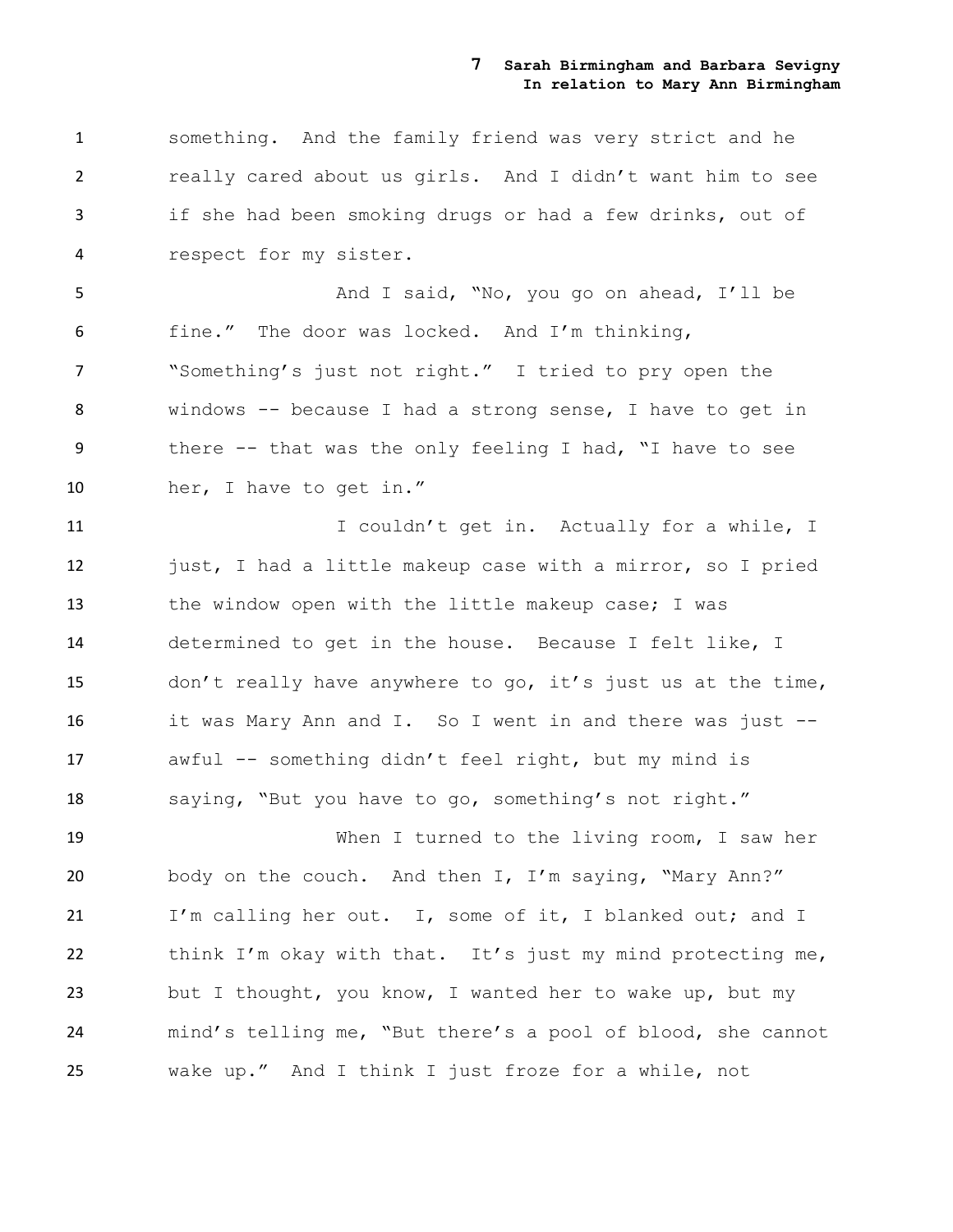something. And the family friend was very strict and he really cared about us girls. And I didn't want him to see if she had been smoking drugs or had a few drinks, out of respect for my sister.

And I said, "No, you go on ahead, I'll be fine." The door was locked. And I'm thinking, "Something's just not right." I tried to pry open the windows -- because I had a strong sense, I have to get in there -- that was the only feeling I had, "I have to see her, I have to get in."

I couldn't get in. Actually for a while, I just, I had a little makeup case with a mirror, so I pried the window open with the little makeup case; I was determined to get in the house. Because I felt like, I don't really have anywhere to go, it's just us at the time, it was Mary Ann and I. So I went in and there was just -- awful -- something didn't feel right, but my mind is saying, "But you have to go, something's not right."

When I turned to the living room, I saw her body on the couch. And then I, I'm saying, "Mary Ann?" I'm calling her out. I, some of it, I blanked out; and I think I'm okay with that. It's just my mind protecting me, but I thought, you know, I wanted her to wake up, but my mind's telling me, "But there's a pool of blood, she cannot wake up." And I think I just froze for a while, not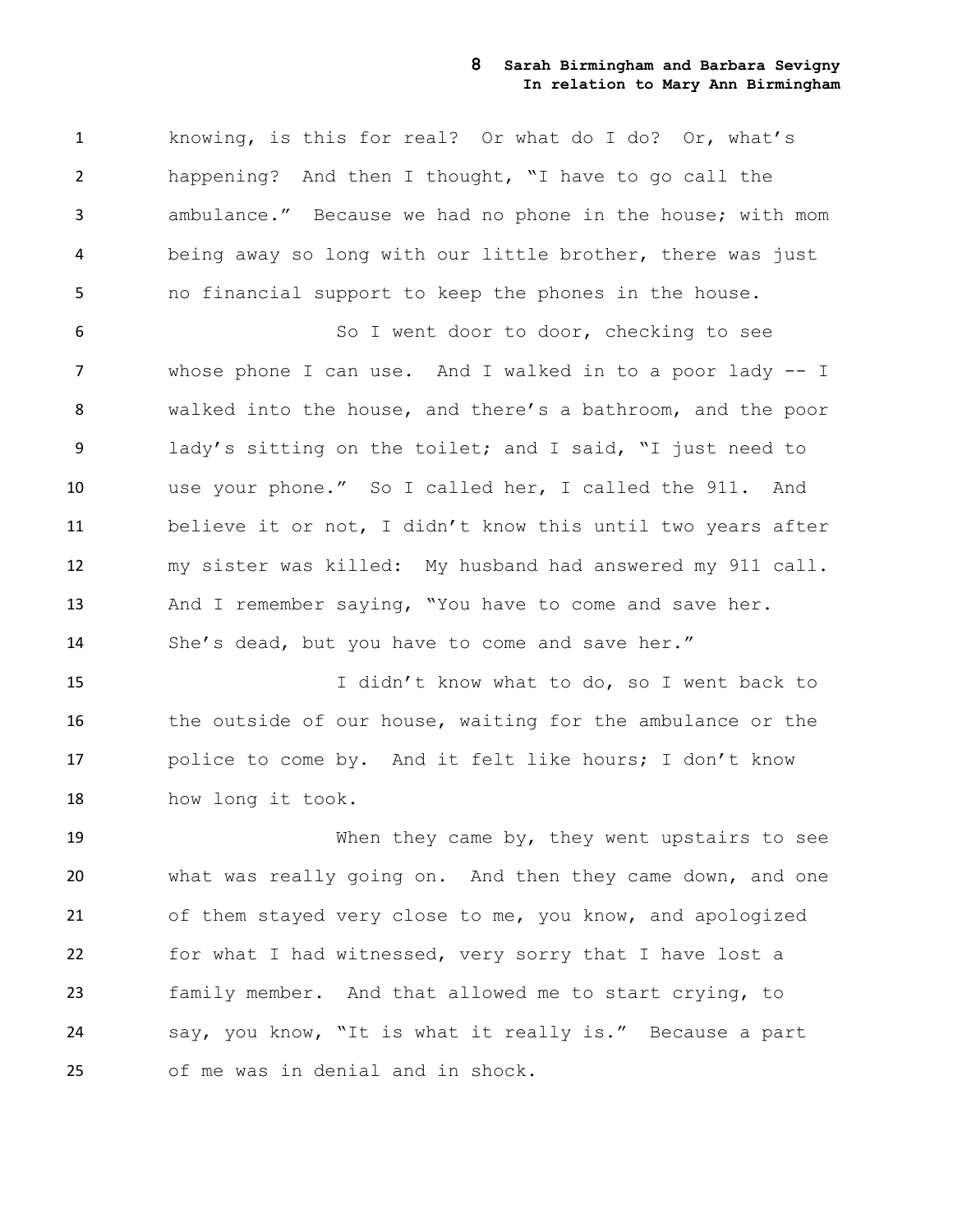knowing, is this for real? Or what do I do? Or, what's happening? And then I thought, "I have to go call the ambulance." Because we had no phone in the house; with mom being away so long with our little brother, there was just no financial support to keep the phones in the house.

So I went door to door, checking to see whose phone I can use. And I walked in to a poor lady -- I walked into the house, and there's a bathroom, and the poor lady's sitting on the toilet; and I said, "I just need to use your phone." So I called her, I called the 911. And believe it or not, I didn't know this until two years after my sister was killed: My husband had answered my 911 call. And I remember saying, "You have to come and save her. She's dead, but you have to come and save her."

I didn't know what to do, so I went back to the outside of our house, waiting for the ambulance or the police to come by. And it felt like hours; I don't know how long it took.

When they came by, they went upstairs to see what was really going on. And then they came down, and one of them stayed very close to me, you know, and apologized for what I had witnessed, very sorry that I have lost a family member. And that allowed me to start crying, to say, you know, "It is what it really is." Because a part of me was in denial and in shock.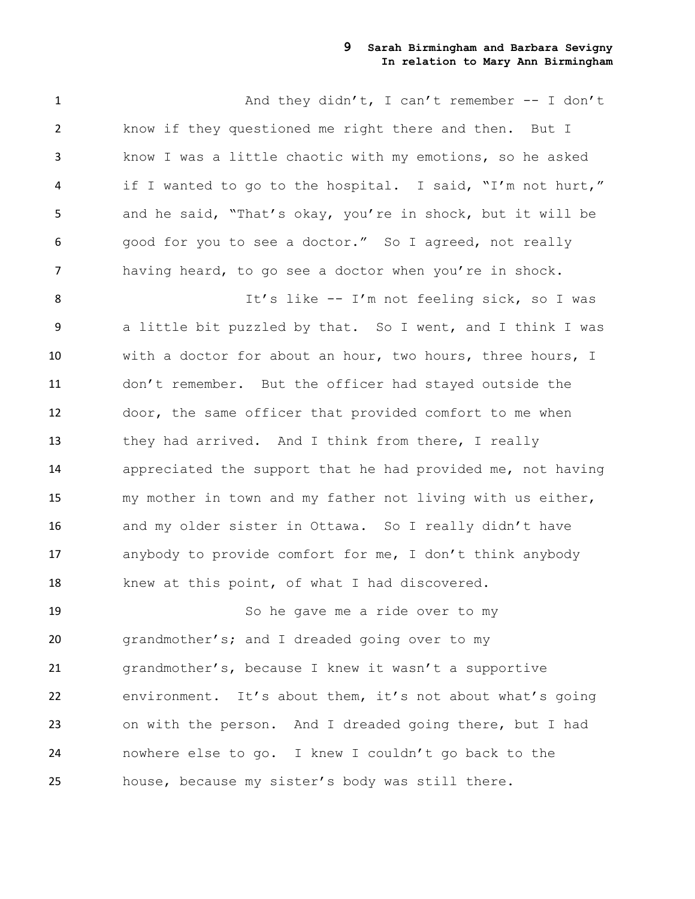And they didn't, I can't remember -- I don't know if they questioned me right there and then. But I know I was a little chaotic with my emotions, so he asked if I wanted to go to the hospital. I said, "I'm not hurt," and he said, "That's okay, you're in shock, but it will be good for you to see a doctor." So I agreed, not really having heard, to go see a doctor when you're in shock.

It's like -- I'm not feeling sick, so I was a little bit puzzled by that. So I went, and I think I was with a doctor for about an hour, two hours, three hours, I don't remember. But the officer had stayed outside the door, the same officer that provided comfort to me when they had arrived. And I think from there, I really appreciated the support that he had provided me, not having my mother in town and my father not living with us either, and my older sister in Ottawa. So I really didn't have anybody to provide comfort for me, I don't think anybody knew at this point, of what I had discovered.

So he gave me a ride over to my grandmother's; and I dreaded going over to my grandmother's, because I knew it wasn't a supportive environment. It's about them, it's not about what's going on with the person. And I dreaded going there, but I had nowhere else to go. I knew I couldn't go back to the house, because my sister's body was still there.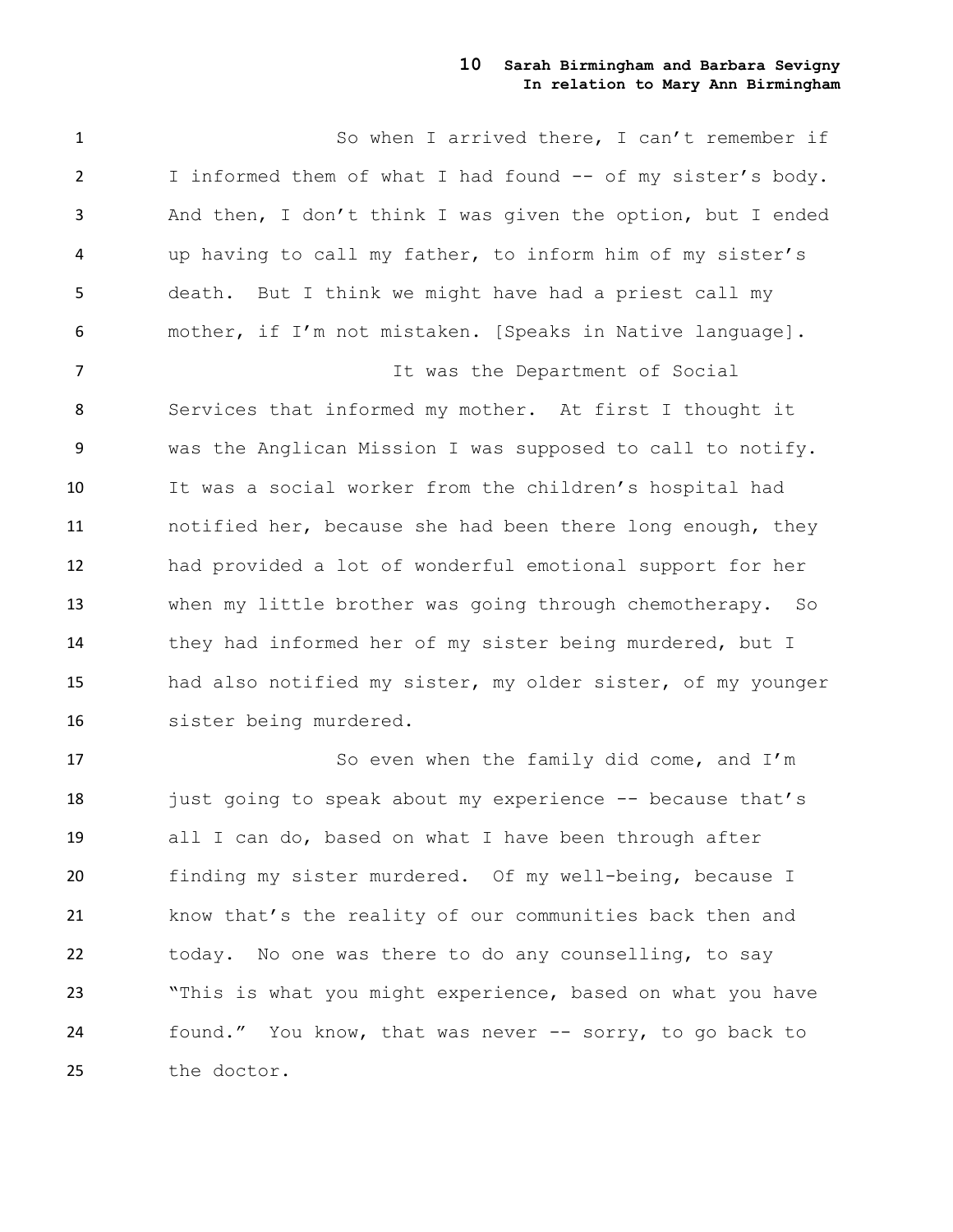So when I arrived there, I can't remember if I informed them of what I had found -- of my sister's body. And then, I don't think I was given the option, but I ended up having to call my father, to inform him of my sister's death. But I think we might have had a priest call my mother, if I'm not mistaken. [Speaks in Native language].

It was the Department of Social Services that informed my mother. At first I thought it was the Anglican Mission I was supposed to call to notify. It was a social worker from the children's hospital had notified her, because she had been there long enough, they had provided a lot of wonderful emotional support for her when my little brother was going through chemotherapy. So they had informed her of my sister being murdered, but I had also notified my sister, my older sister, of my younger sister being murdered.

So even when the family did come, and I'm just going to speak about my experience -- because that's all I can do, based on what I have been through after finding my sister murdered. Of my well-being, because I know that's the reality of our communities back then and today. No one was there to do any counselling, to say "This is what you might experience, based on what you have found." You know, that was never -- sorry, to go back to the doctor.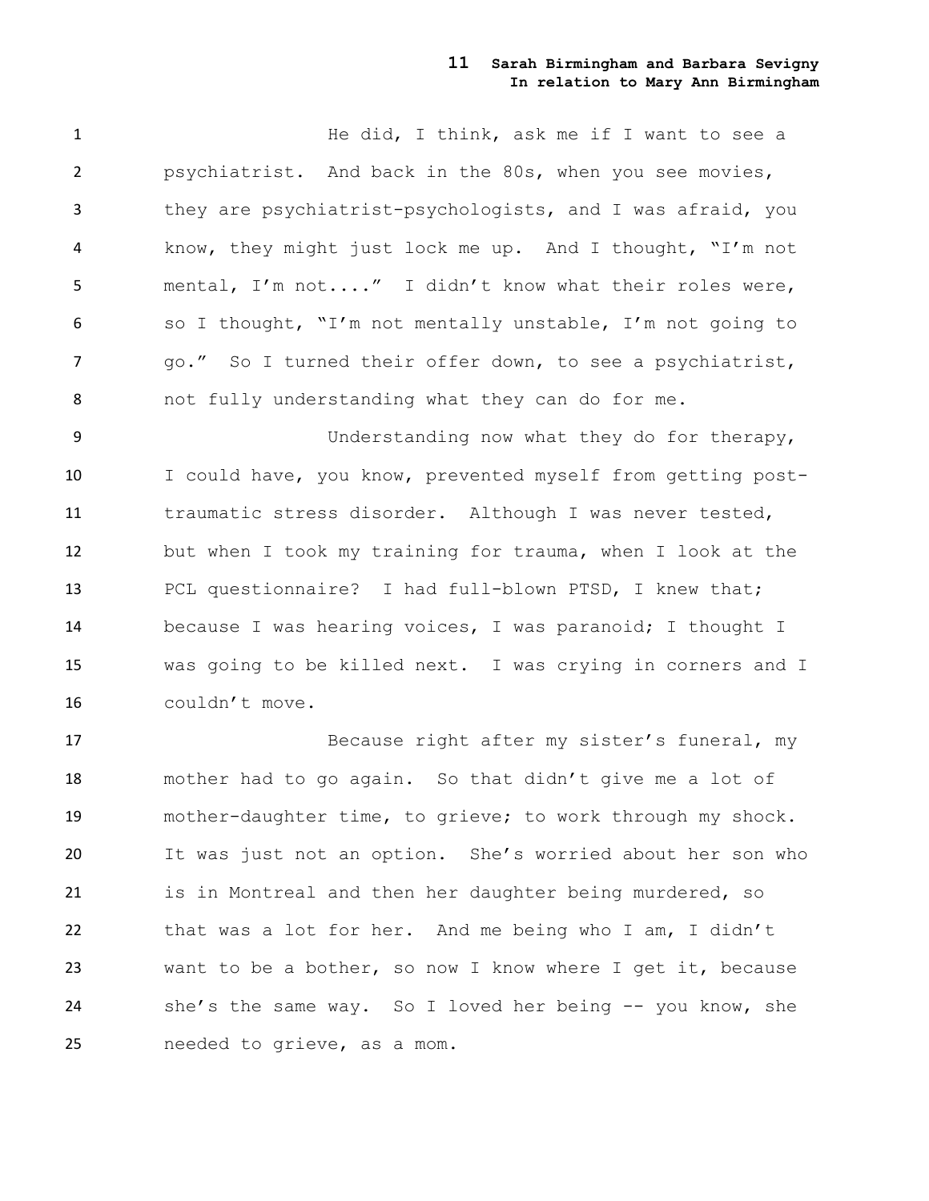He did, I think, ask me if I want to see a psychiatrist. And back in the 80s, when you see movies, they are psychiatrist-psychologists, and I was afraid, you know, they might just lock me up. And I thought, "I'm not mental, I'm not...." I didn't know what their roles were, so I thought, "I'm not mentally unstable, I'm not going to go." So I turned their offer down, to see a psychiatrist, not fully understanding what they can do for me.

Understanding now what they do for therapy, I could have, you know, prevented myself from getting post-traumatic stress disorder. Although I was never tested, but when I took my training for trauma, when I look at the PCL questionnaire? I had full-blown PTSD, I knew that; because I was hearing voices, I was paranoid; I thought I was going to be killed next. I was crying in corners and I couldn't move.

Because right after my sister's funeral, my mother had to go again. So that didn't give me a lot of mother-daughter time, to grieve; to work through my shock. It was just not an option. She's worried about her son who is in Montreal and then her daughter being murdered, so that was a lot for her. And me being who I am, I didn't want to be a bother, so now I know where I get it, because she's the same way. So I loved her being -- you know, she needed to grieve, as a mom.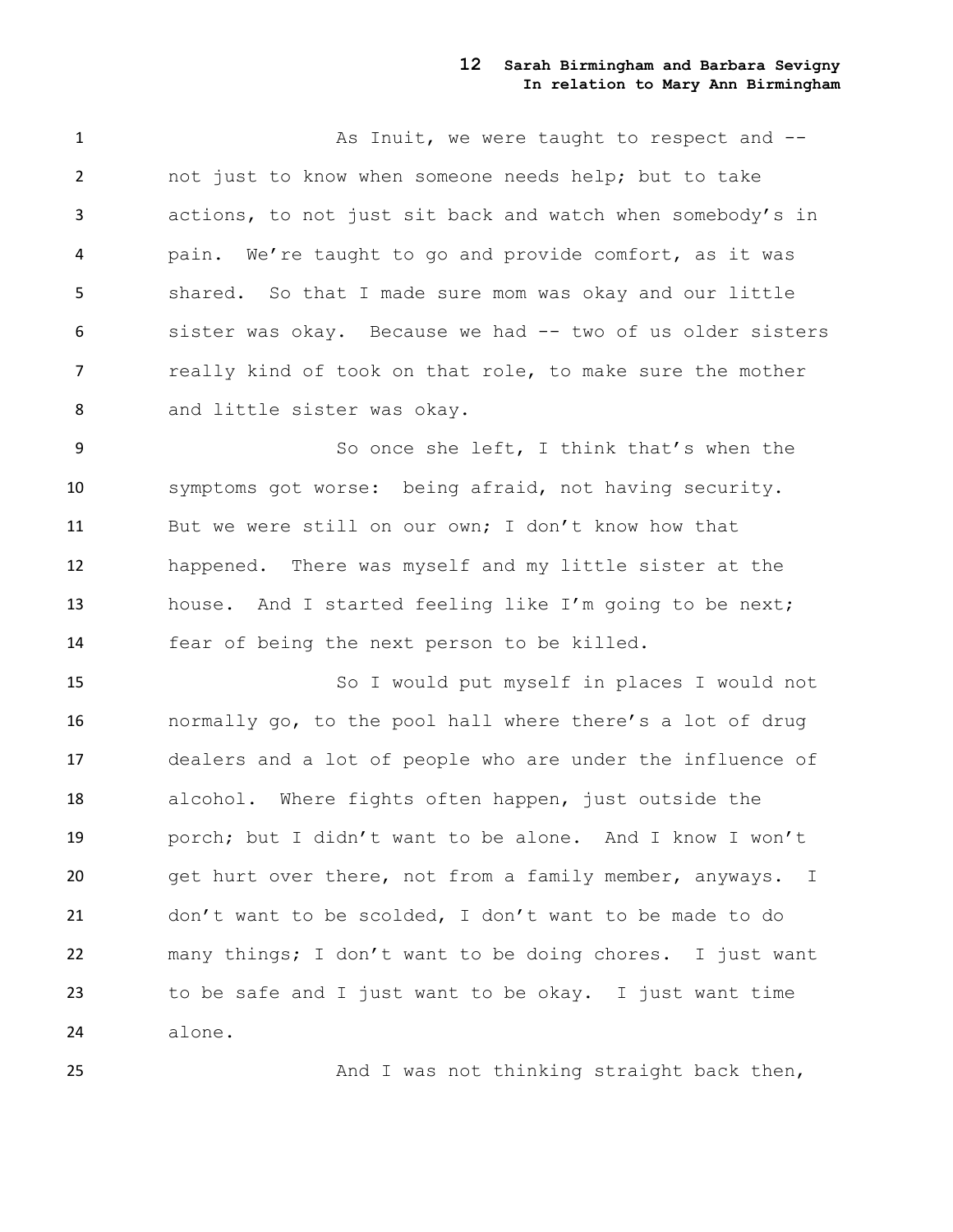As Inuit, we were taught to respect and -- not just to know when someone needs help; but to take actions, to not just sit back and watch when somebody's in pain. We're taught to go and provide comfort, as it was shared. So that I made sure mom was okay and our little sister was okay. Because we had -- two of us older sisters really kind of took on that role, to make sure the mother and little sister was okay.

So once she left, I think that's when the symptoms got worse: being afraid, not having security. But we were still on our own; I don't know how that happened. There was myself and my little sister at the house. And I started feeling like I'm going to be next; fear of being the next person to be killed.

So I would put myself in places I would not normally go, to the pool hall where there's a lot of drug dealers and a lot of people who are under the influence of alcohol. Where fights often happen, just outside the porch; but I didn't want to be alone. And I know I won't get hurt over there, not from a family member, anyways. I don't want to be scolded, I don't want to be made to do many things; I don't want to be doing chores. I just want to be safe and I just want to be okay. I just want time alone.

And I was not thinking straight back then,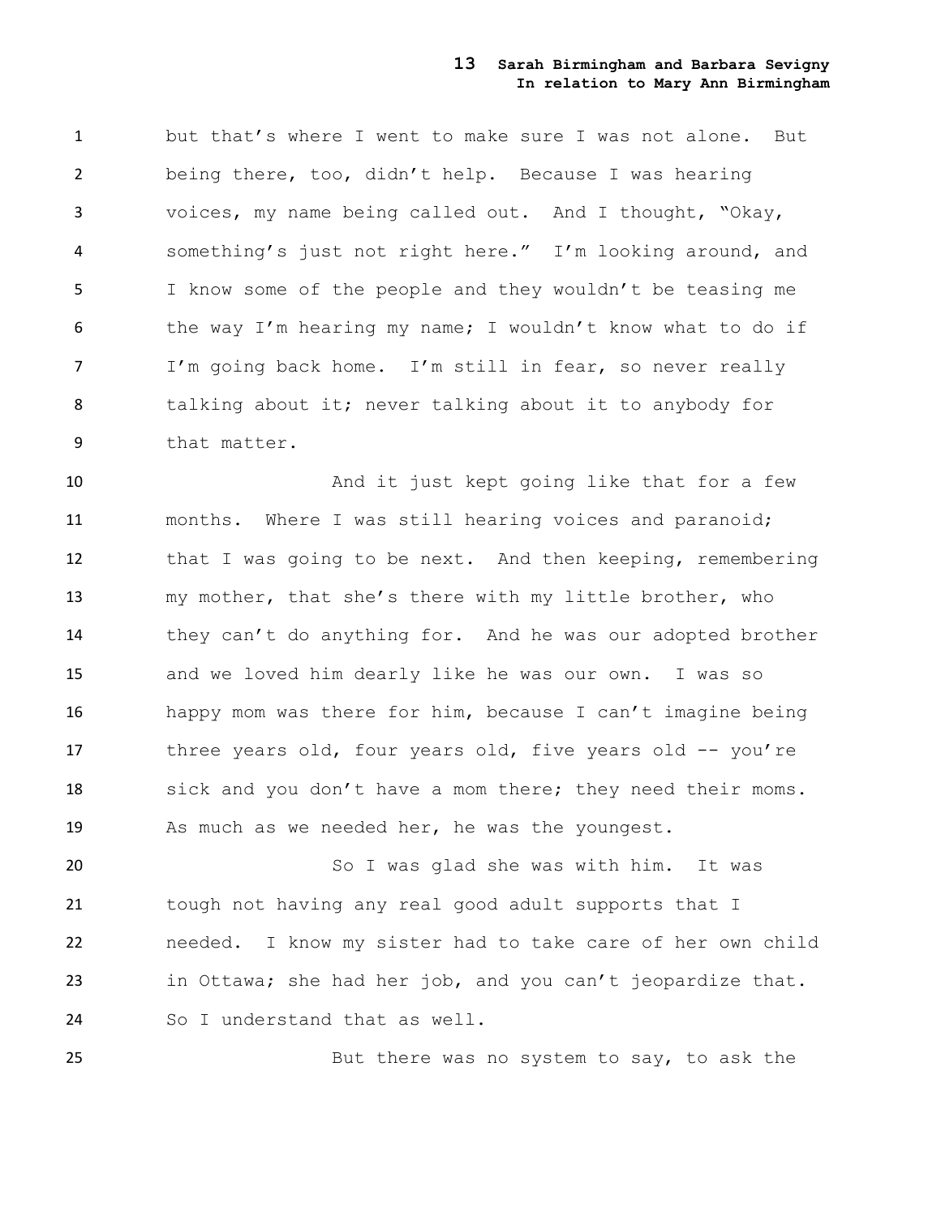but that's where I went to make sure I was not alone. But being there, too, didn't help. Because I was hearing voices, my name being called out. And I thought, "Okay, something's just not right here." I'm looking around, and I know some of the people and they wouldn't be teasing me the way I'm hearing my name; I wouldn't know what to do if I'm going back home. I'm still in fear, so never really talking about it; never talking about it to anybody for that matter.

And it just kept going like that for a few months. Where I was still hearing voices and paranoid; that I was going to be next. And then keeping, remembering my mother, that she's there with my little brother, who they can't do anything for. And he was our adopted brother and we loved him dearly like he was our own. I was so happy mom was there for him, because I can't imagine being three years old, four years old, five years old -- you're sick and you don't have a mom there; they need their moms. As much as we needed her, he was the youngest.

So I was glad she was with him. It was tough not having any real good adult supports that I needed. I know my sister had to take care of her own child in Ottawa; she had her job, and you can't jeopardize that. So I understand that as well.

But there was no system to say, to ask the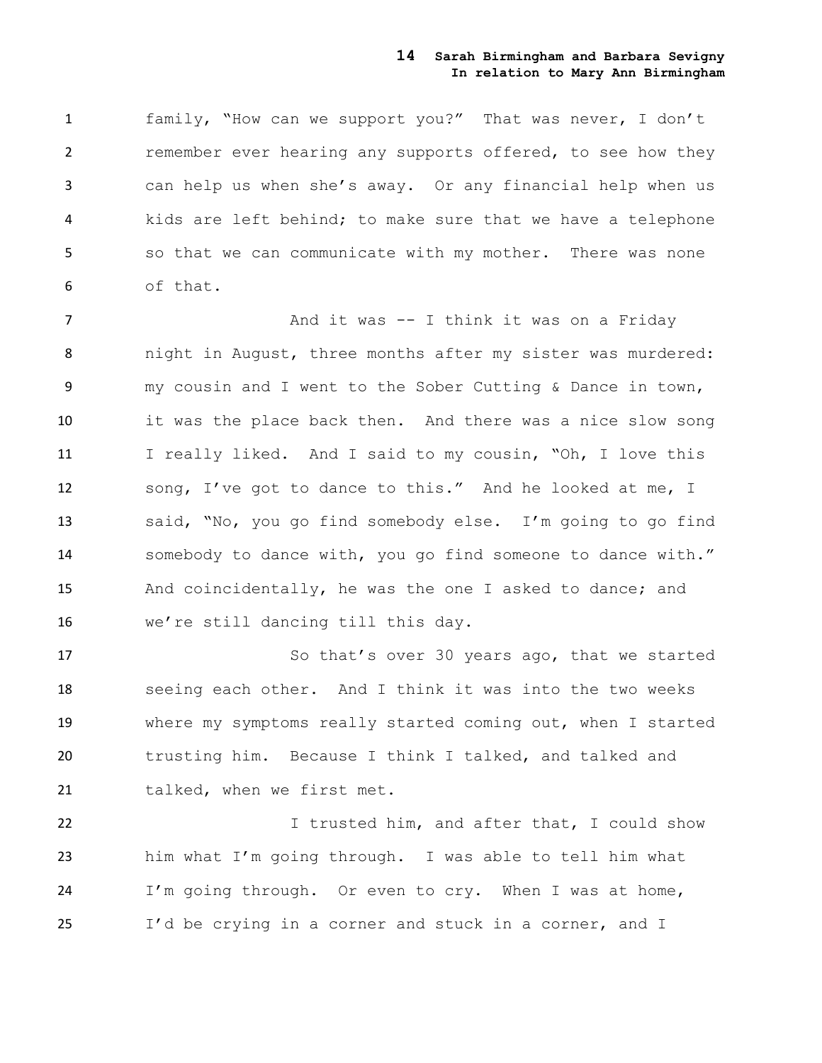family, "How can we support you?" That was never, I don't remember ever hearing any supports offered, to see how they can help us when she's away. Or any financial help when us kids are left behind; to make sure that we have a telephone so that we can communicate with my mother. There was none of that.

And it was -- I think it was on a Friday night in August, three months after my sister was murdered: my cousin and I went to the Sober Cutting & Dance in town, it was the place back then. And there was a nice slow song I really liked. And I said to my cousin, "Oh, I love this song, I've got to dance to this." And he looked at me, I said, "No, you go find somebody else. I'm going to go find somebody to dance with, you go find someone to dance with." And coincidentally, he was the one I asked to dance; and we're still dancing till this day.

So that's over 30 years ago, that we started seeing each other. And I think it was into the two weeks where my symptoms really started coming out, when I started trusting him. Because I think I talked, and talked and talked, when we first met.

I trusted him, and after that, I could show him what I'm going through. I was able to tell him what I'm going through. Or even to cry. When I was at home, I'd be crying in a corner and stuck in a corner, and I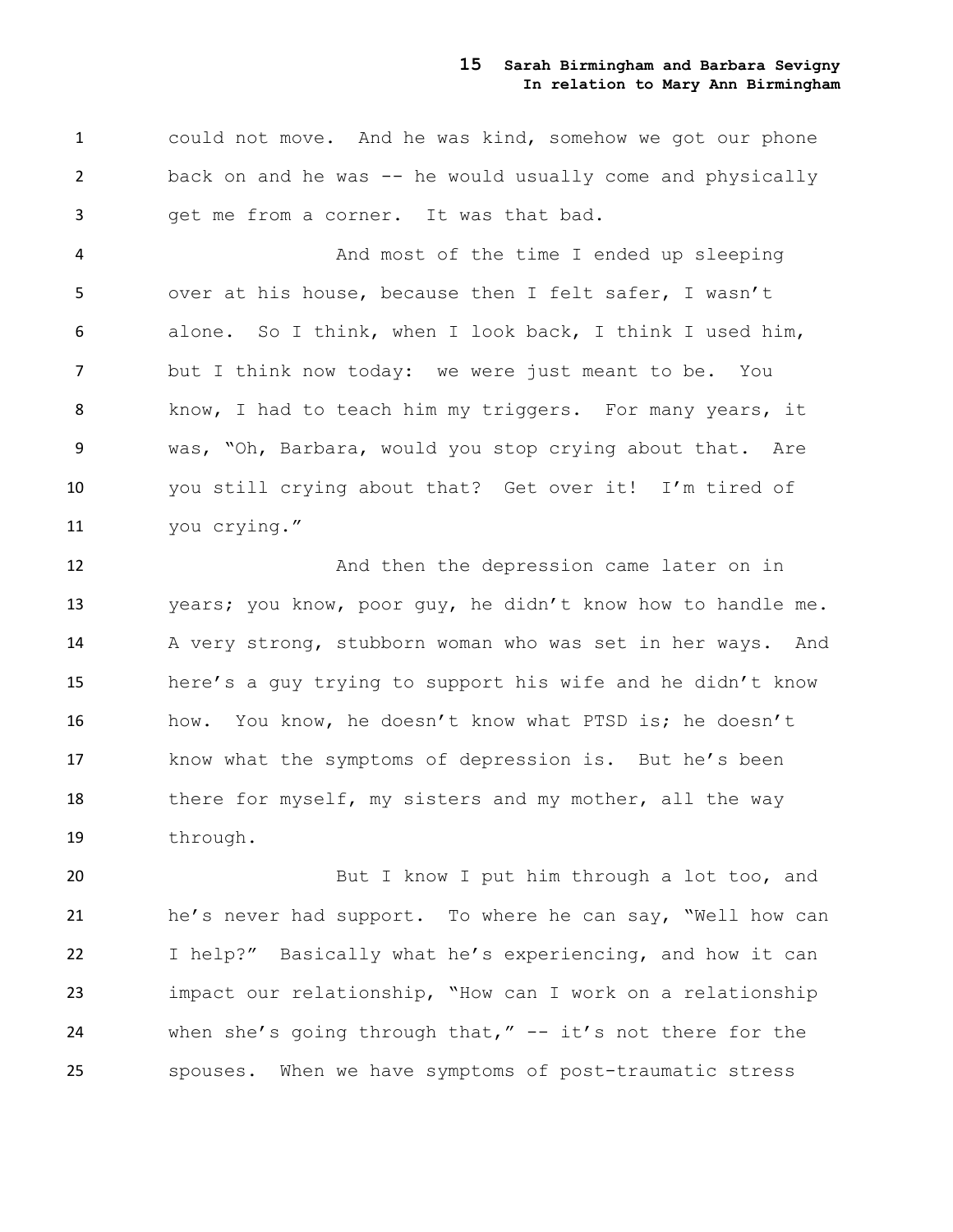could not move. And he was kind, somehow we got our phone back on and he was -- he would usually come and physically get me from a corner. It was that bad.

And most of the time I ended up sleeping over at his house, because then I felt safer, I wasn't alone. So I think, when I look back, I think I used him, but I think now today: we were just meant to be. You know, I had to teach him my triggers. For many years, it was, "Oh, Barbara, would you stop crying about that. Are you still crying about that? Get over it! I'm tired of you crying."

And then the depression came later on in years; you know, poor guy, he didn't know how to handle me. A very strong, stubborn woman who was set in her ways. And here's a guy trying to support his wife and he didn't know how. You know, he doesn't know what PTSD is; he doesn't know what the symptoms of depression is. But he's been there for myself, my sisters and my mother, all the way through.

But I know I put him through a lot too, and he's never had support. To where he can say, "Well how can I help?" Basically what he's experiencing, and how it can impact our relationship, "How can I work on a relationship when she's going through that," -- it's not there for the spouses. When we have symptoms of post-traumatic stress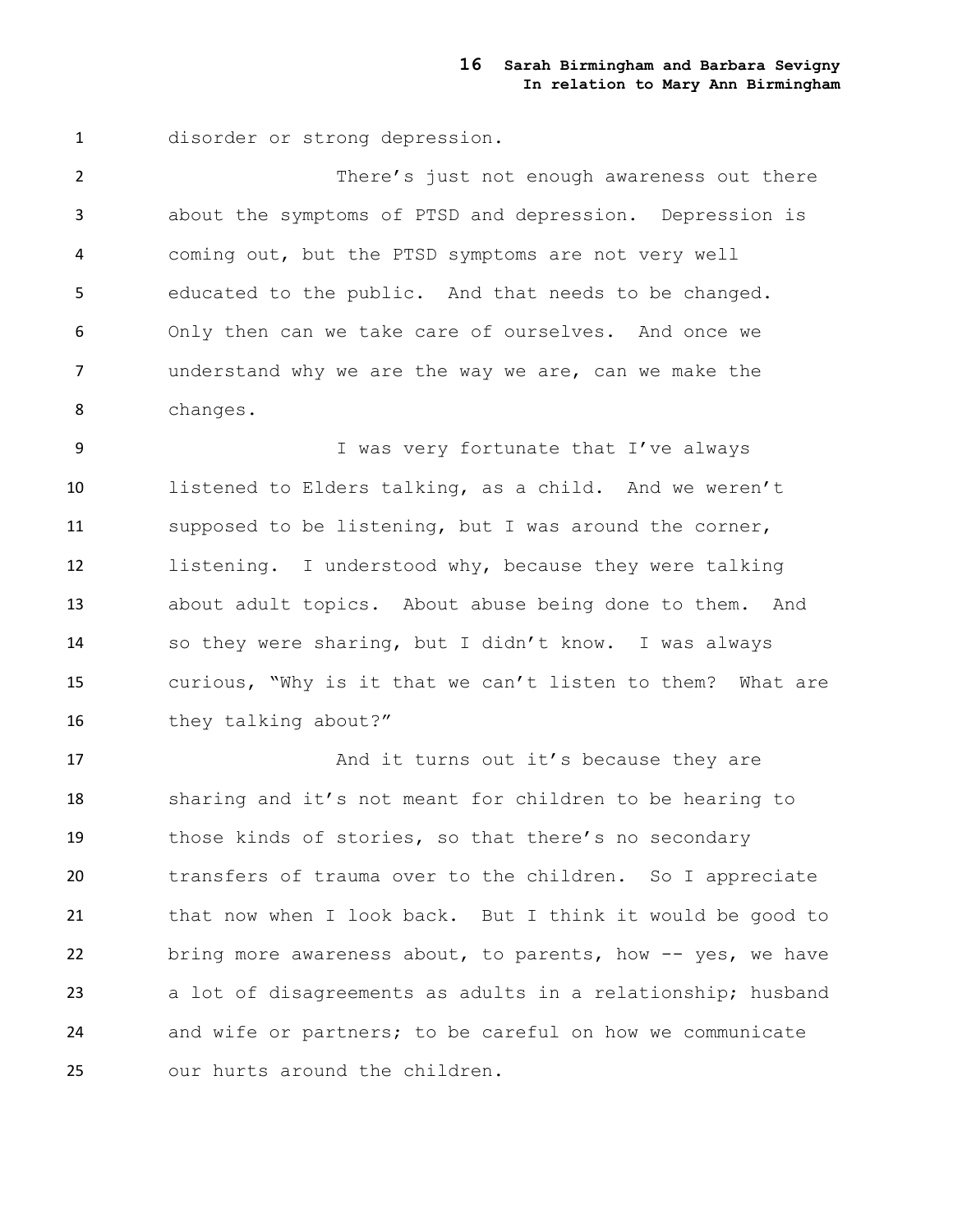disorder or strong depression.

There's just not enough awareness out there about the symptoms of PTSD and depression. Depression is coming out, but the PTSD symptoms are not very well educated to the public. And that needs to be changed. Only then can we take care of ourselves. And once we understand why we are the way we are, can we make the changes.

I was very fortunate that I've always listened to Elders talking, as a child. And we weren't supposed to be listening, but I was around the corner, listening. I understood why, because they were talking about adult topics. About abuse being done to them. And so they were sharing, but I didn't know. I was always curious, "Why is it that we can't listen to them? What are they talking about?"

And it turns out it's because they are sharing and it's not meant for children to be hearing to those kinds of stories, so that there's no secondary transfers of trauma over to the children. So I appreciate that now when I look back. But I think it would be good to bring more awareness about, to parents, how -- yes, we have a lot of disagreements as adults in a relationship; husband and wife or partners; to be careful on how we communicate our hurts around the children.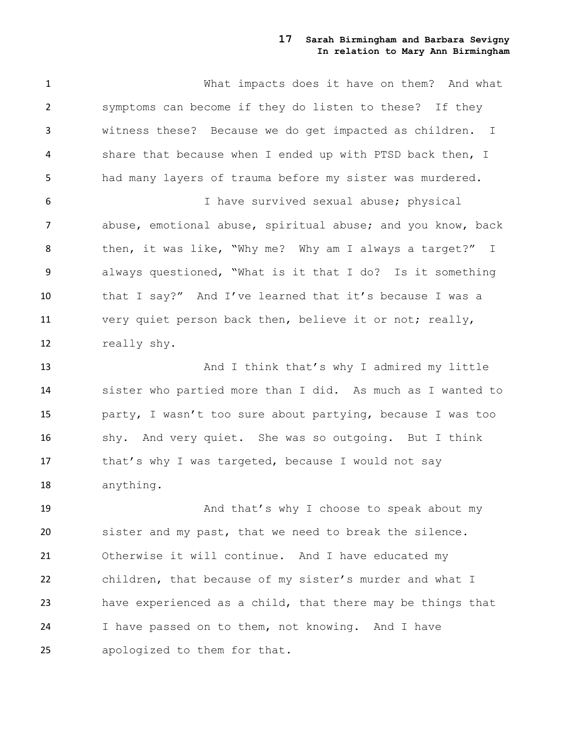What impacts does it have on them? And what symptoms can become if they do listen to these? If they witness these? Because we do get impacted as children. I share that because when I ended up with PTSD back then, I had many layers of trauma before my sister was murdered.

I have survived sexual abuse; physical abuse, emotional abuse, spiritual abuse; and you know, back then, it was like, "Why me? Why am I always a target?" I always questioned, "What is it that I do? Is it something that I say?" And I've learned that it's because I was a very quiet person back then, believe it or not; really, really shy.

And I think that's why I admired my little sister who partied more than I did. As much as I wanted to party, I wasn't too sure about partying, because I was too shy. And very quiet. She was so outgoing. But I think that's why I was targeted, because I would not say anything.

And that's why I choose to speak about my sister and my past, that we need to break the silence. Otherwise it will continue. And I have educated my children, that because of my sister's murder and what I have experienced as a child, that there may be things that I have passed on to them, not knowing. And I have apologized to them for that.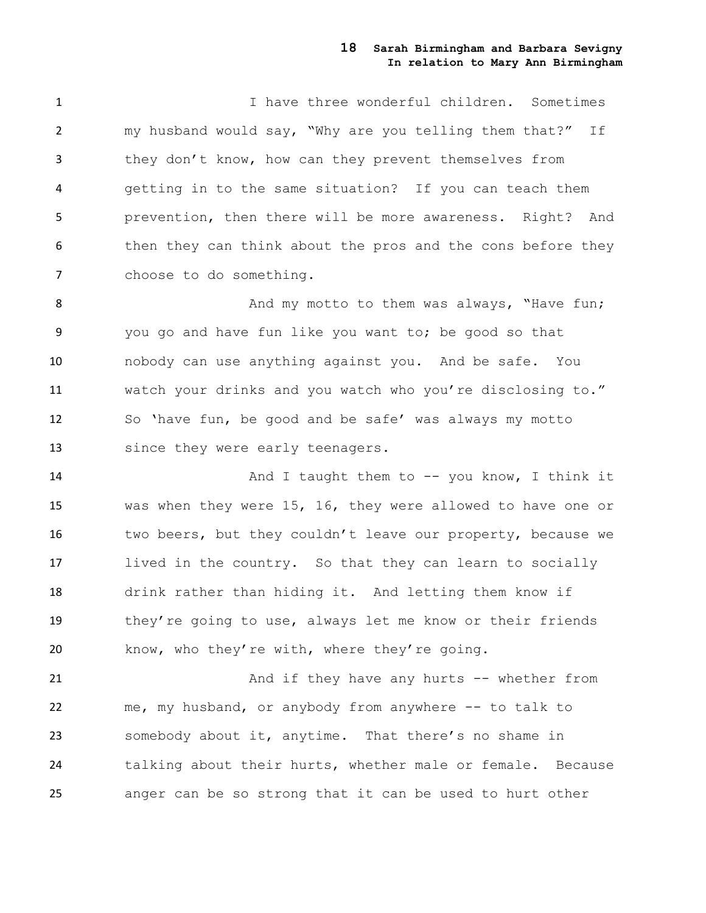I have three wonderful children. Sometimes my husband would say, "Why are you telling them that?" If they don't know, how can they prevent themselves from getting in to the same situation? If you can teach them prevention, then there will be more awareness. Right? And then they can think about the pros and the cons before they choose to do something.

And my motto to them was always, "Have fun; you go and have fun like you want to; be good so that nobody can use anything against you. And be safe. You watch your drinks and you watch who you're disclosing to." So 'have fun, be good and be safe' was always my motto since they were early teenagers.

And I taught them to -- you know, I think it was when they were 15, 16, they were allowed to have one or two beers, but they couldn't leave our property, because we lived in the country. So that they can learn to socially drink rather than hiding it. And letting them know if they're going to use, always let me know or their friends know, who they're with, where they're going.

And if they have any hurts -- whether from me, my husband, or anybody from anywhere -- to talk to somebody about it, anytime. That there's no shame in talking about their hurts, whether male or female. Because anger can be so strong that it can be used to hurt other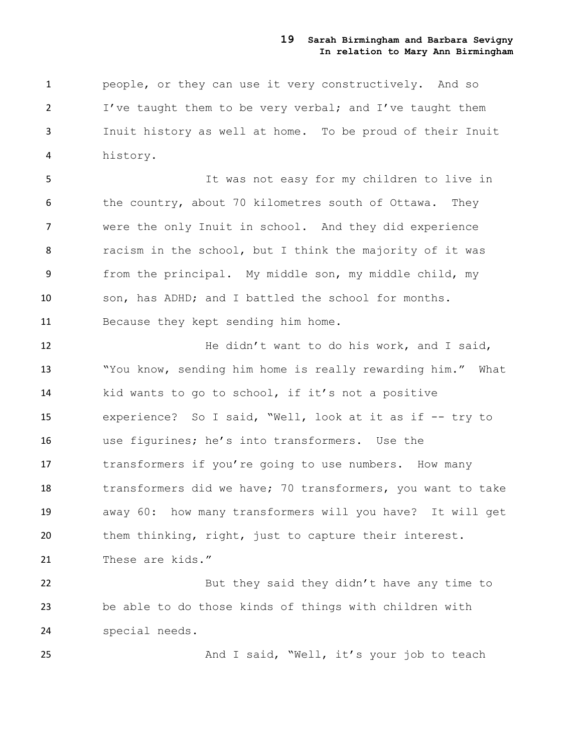people, or they can use it very constructively. And so I've taught them to be very verbal; and I've taught them Inuit history as well at home. To be proud of their Inuit history.

It was not easy for my children to live in the country, about 70 kilometres south of Ottawa. They were the only Inuit in school. And they did experience racism in the school, but I think the majority of it was from the principal. My middle son, my middle child, my son, has ADHD; and I battled the school for months. Because they kept sending him home.

He didn't want to do his work, and I said, "You know, sending him home is really rewarding him." What kid wants to go to school, if it's not a positive experience? So I said, "Well, look at it as if -- try to use figurines; he's into transformers. Use the transformers if you're going to use numbers. How many transformers did we have; 70 transformers, you want to take away 60: how many transformers will you have? It will get them thinking, right, just to capture their interest. These are kids."

But they said they didn't have any time to be able to do those kinds of things with children with special needs.

And I said, "Well, it's your job to teach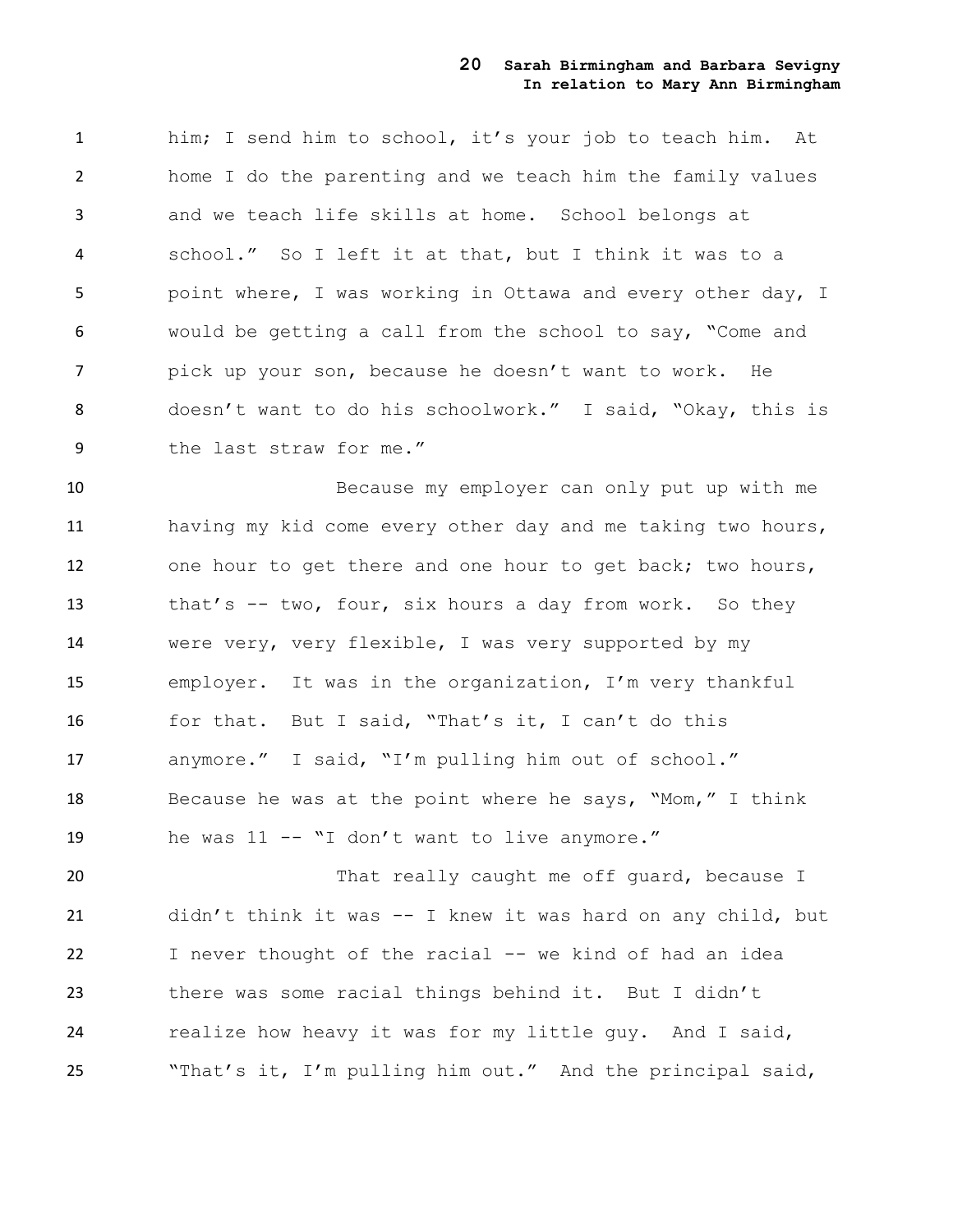him; I send him to school, it's your job to teach him. At home I do the parenting and we teach him the family values and we teach life skills at home. School belongs at school." So I left it at that, but I think it was to a point where, I was working in Ottawa and every other day, I would be getting a call from the school to say, "Come and pick up your son, because he doesn't want to work. He doesn't want to do his schoolwork." I said, "Okay, this is the last straw for me."

Because my employer can only put up with me having my kid come every other day and me taking two hours, one hour to get there and one hour to get back; two hours, that's -- two, four, six hours a day from work. So they were very, very flexible, I was very supported by my employer. It was in the organization, I'm very thankful for that. But I said, "That's it, I can't do this anymore." I said, "I'm pulling him out of school." Because he was at the point where he says, "Mom," I think he was 11 -- "I don't want to live anymore."

That really caught me off guard, because I didn't think it was -- I knew it was hard on any child, but I never thought of the racial -- we kind of had an idea there was some racial things behind it. But I didn't realize how heavy it was for my little guy. And I said, "That's it, I'm pulling him out." And the principal said,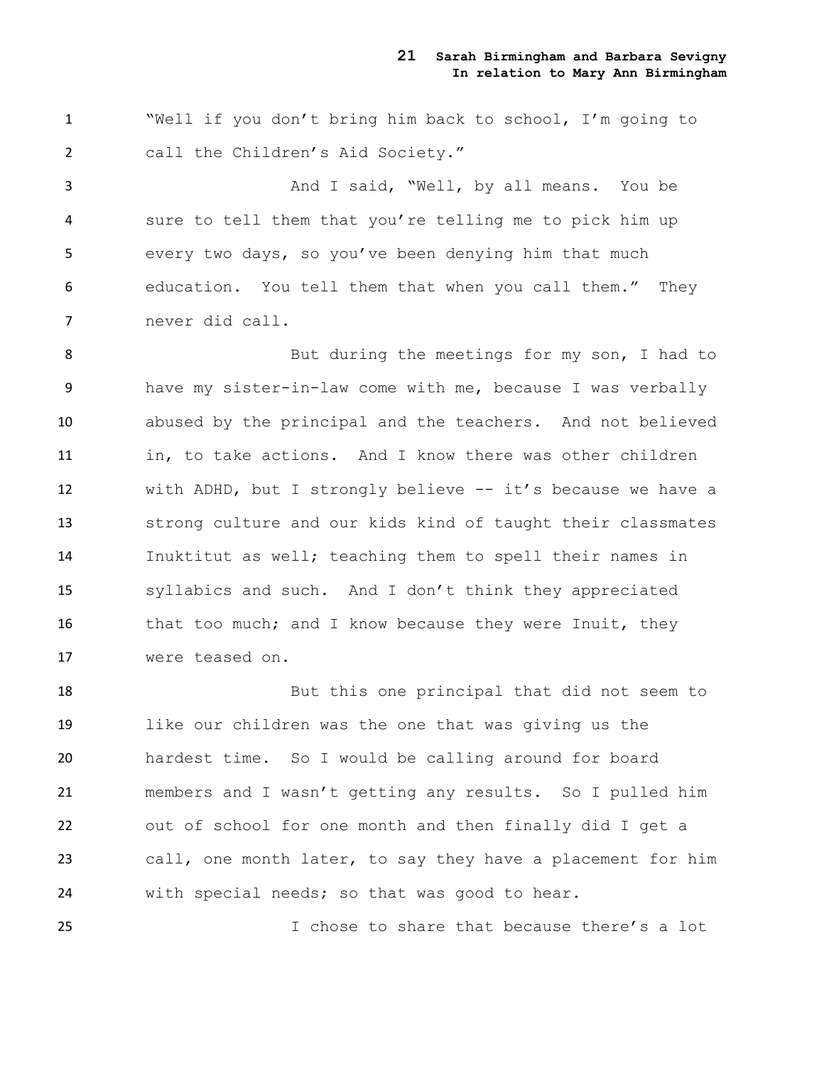"Well if you don't bring him back to school, I'm going to call the Children's Aid Society."

And I said, "Well, by all means. You be sure to tell them that you're telling me to pick him up every two days, so you've been denying him that much education. You tell them that when you call them." They never did call.

But during the meetings for my son, I had to have my sister-in-law come with me, because I was verbally abused by the principal and the teachers. And not believed in, to take actions. And I know there was other children with ADHD, but I strongly believe -- it's because we have a strong culture and our kids kind of taught their classmates Inuktitut as well; teaching them to spell their names in syllabics and such. And I don't think they appreciated that too much; and I know because they were Inuit, they were teased on.

But this one principal that did not seem to like our children was the one that was giving us the hardest time. So I would be calling around for board members and I wasn't getting any results. So I pulled him out of school for one month and then finally did I get a call, one month later, to say they have a placement for him with special needs; so that was good to hear.

I chose to share that because there's a lot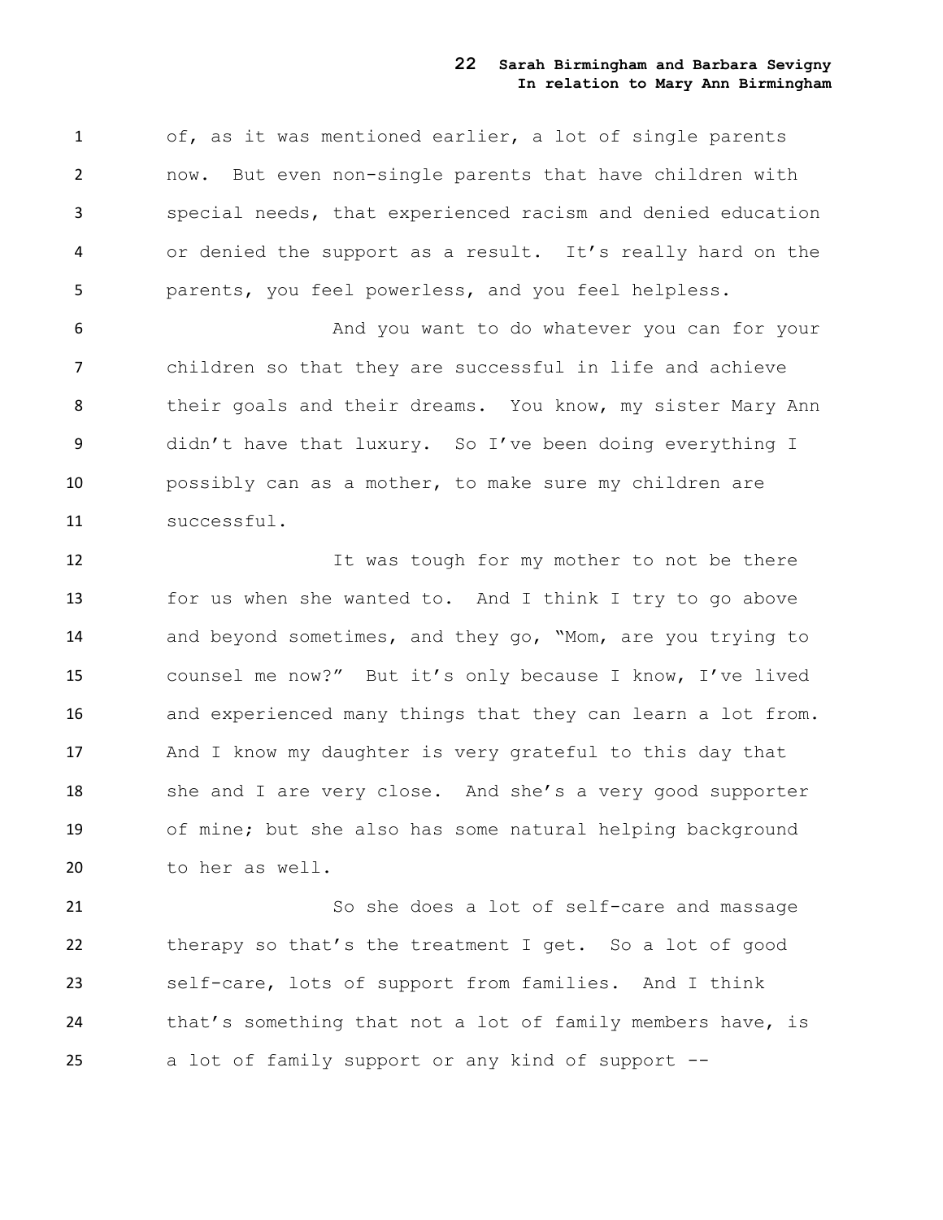of, as it was mentioned earlier, a lot of single parents now. But even non-single parents that have children with special needs, that experienced racism and denied education or denied the support as a result. It's really hard on the parents, you feel powerless, and you feel helpless.

And you want to do whatever you can for your children so that they are successful in life and achieve their goals and their dreams. You know, my sister Mary Ann didn't have that luxury. So I've been doing everything I possibly can as a mother, to make sure my children are successful.

It was tough for my mother to not be there for us when she wanted to. And I think I try to go above and beyond sometimes, and they go, "Mom, are you trying to counsel me now?" But it's only because I know, I've lived and experienced many things that they can learn a lot from. And I know my daughter is very grateful to this day that she and I are very close. And she's a very good supporter of mine; but she also has some natural helping background to her as well.

So she does a lot of self-care and massage therapy so that's the treatment I get. So a lot of good self-care, lots of support from families. And I think that's something that not a lot of family members have, is a lot of family support or any kind of support --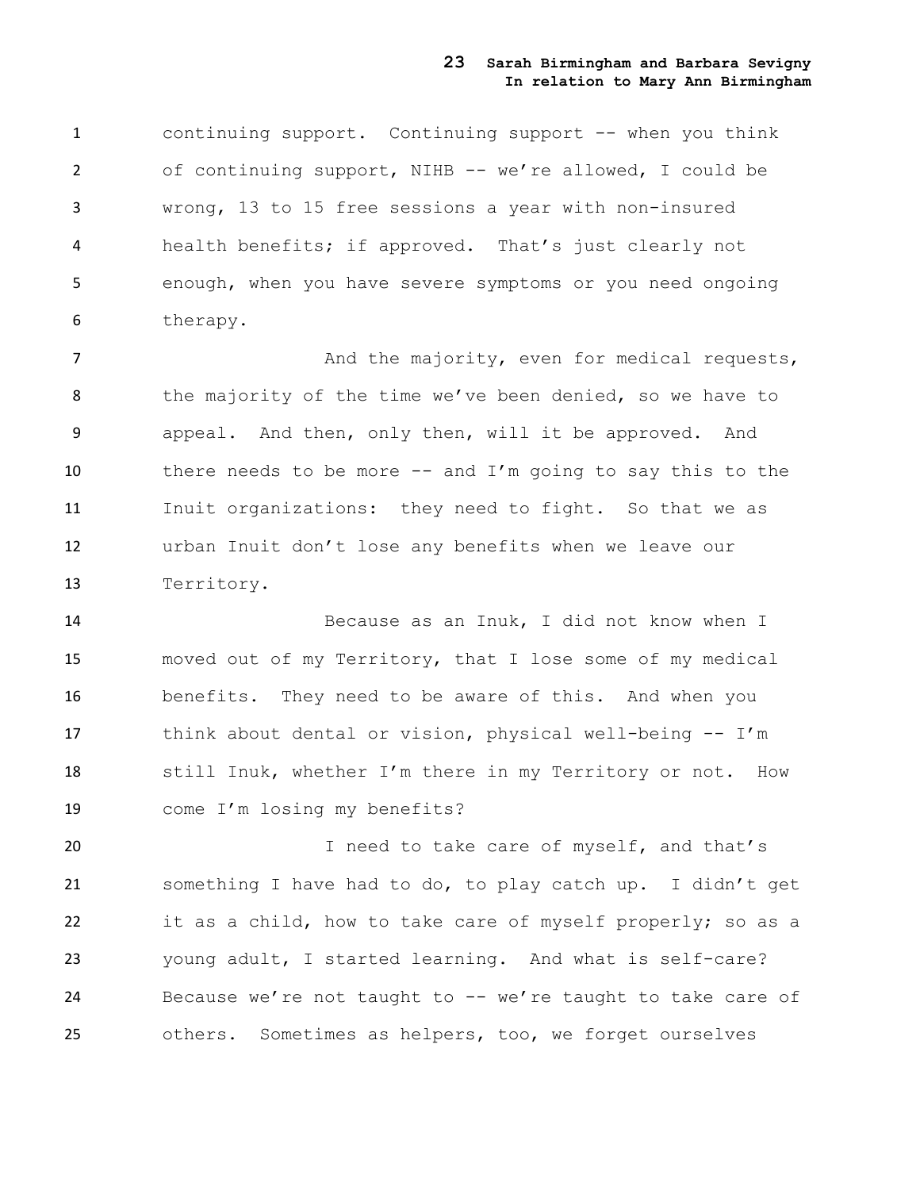continuing support. Continuing support -- when you think of continuing support, NIHB -- we're allowed, I could be wrong, 13 to 15 free sessions a year with non-insured health benefits; if approved. That's just clearly not enough, when you have severe symptoms or you need ongoing therapy.

And the majority, even for medical requests, the majority of the time we've been denied, so we have to appeal. And then, only then, will it be approved. And there needs to be more -- and I'm going to say this to the Inuit organizations: they need to fight. So that we as urban Inuit don't lose any benefits when we leave our Territory.

Because as an Inuk, I did not know when I moved out of my Territory, that I lose some of my medical benefits. They need to be aware of this. And when you think about dental or vision, physical well-being -- I'm still Inuk, whether I'm there in my Territory or not. How come I'm losing my benefits?

I need to take care of myself, and that's something I have had to do, to play catch up. I didn't get it as a child, how to take care of myself properly; so as a young adult, I started learning. And what is self-care? Because we're not taught to -- we're taught to take care of others. Sometimes as helpers, too, we forget ourselves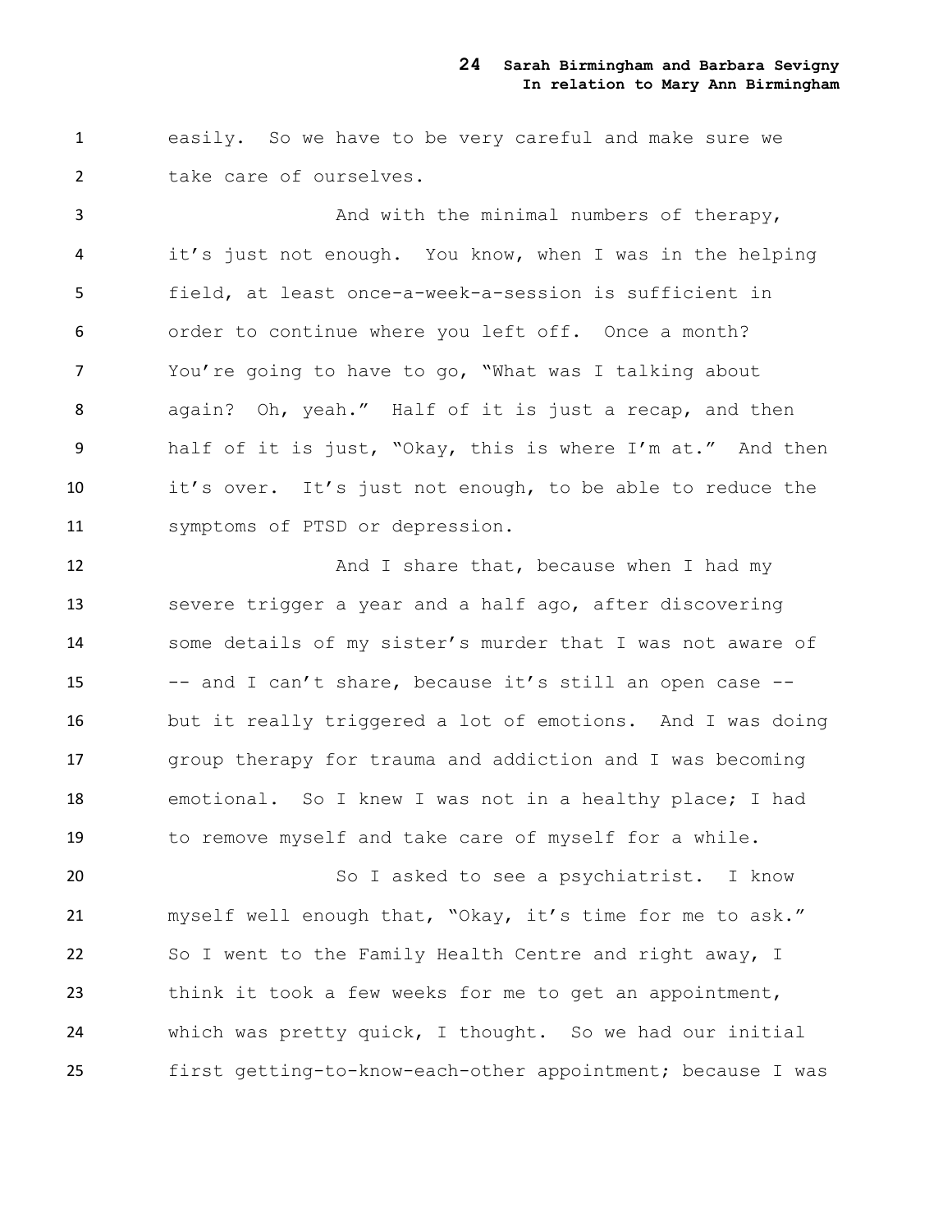easily. So we have to be very careful and make sure we take care of ourselves.

And with the minimal numbers of therapy, it's just not enough. You know, when I was in the helping field, at least once-a-week-a-session is sufficient in order to continue where you left off. Once a month? You're going to have to go, "What was I talking about again? Oh, yeah." Half of it is just a recap, and then half of it is just, "Okay, this is where I'm at." And then it's over. It's just not enough, to be able to reduce the symptoms of PTSD or depression.

And I share that, because when I had my severe trigger a year and a half ago, after discovering some details of my sister's murder that I was not aware of -- and I can't share, because it's still an open case -- but it really triggered a lot of emotions. And I was doing group therapy for trauma and addiction and I was becoming emotional. So I knew I was not in a healthy place; I had to remove myself and take care of myself for a while.

So I asked to see a psychiatrist. I know myself well enough that, "Okay, it's time for me to ask." So I went to the Family Health Centre and right away, I think it took a few weeks for me to get an appointment, which was pretty quick, I thought. So we had our initial first getting-to-know-each-other appointment; because I was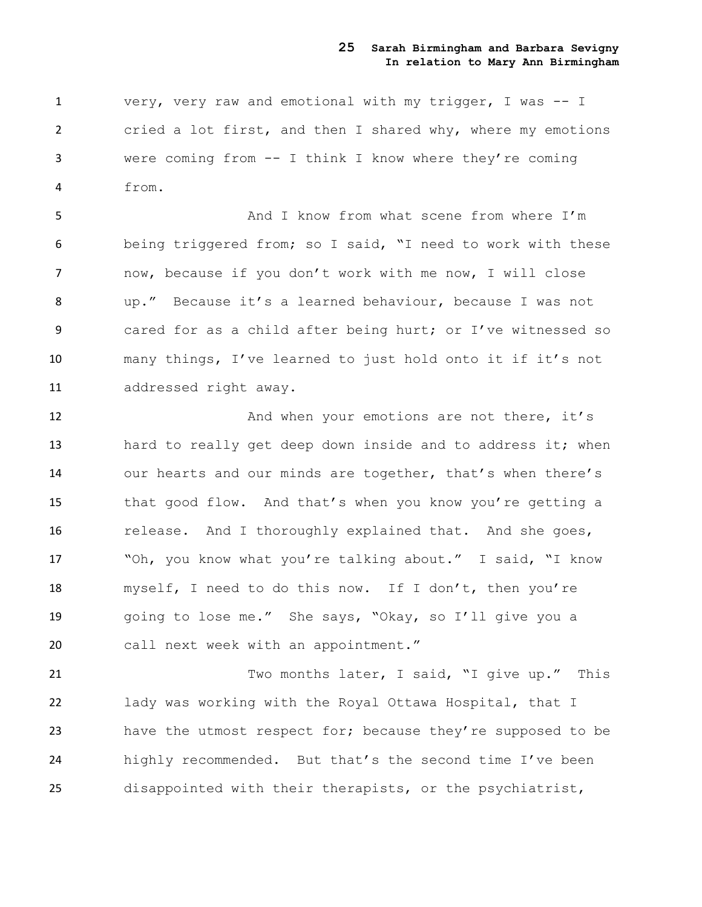very, very raw and emotional with my trigger, I was -- I cried a lot first, and then I shared why, where my emotions were coming from -- I think I know where they're coming from.

And I know from what scene from where I'm being triggered from; so I said, "I need to work with these now, because if you don't work with me now, I will close up." Because it's a learned behaviour, because I was not cared for as a child after being hurt; or I've witnessed so many things, I've learned to just hold onto it if it's not addressed right away.

And when your emotions are not there, it's hard to really get deep down inside and to address it; when our hearts and our minds are together, that's when there's that good flow. And that's when you know you're getting a release. And I thoroughly explained that. And she goes, "Oh, you know what you're talking about." I said, "I know myself, I need to do this now. If I don't, then you're going to lose me." She says, "Okay, so I'll give you a call next week with an appointment."

Two months later, I said, "I give up." This lady was working with the Royal Ottawa Hospital, that I have the utmost respect for; because they're supposed to be highly recommended. But that's the second time I've been disappointed with their therapists, or the psychiatrist,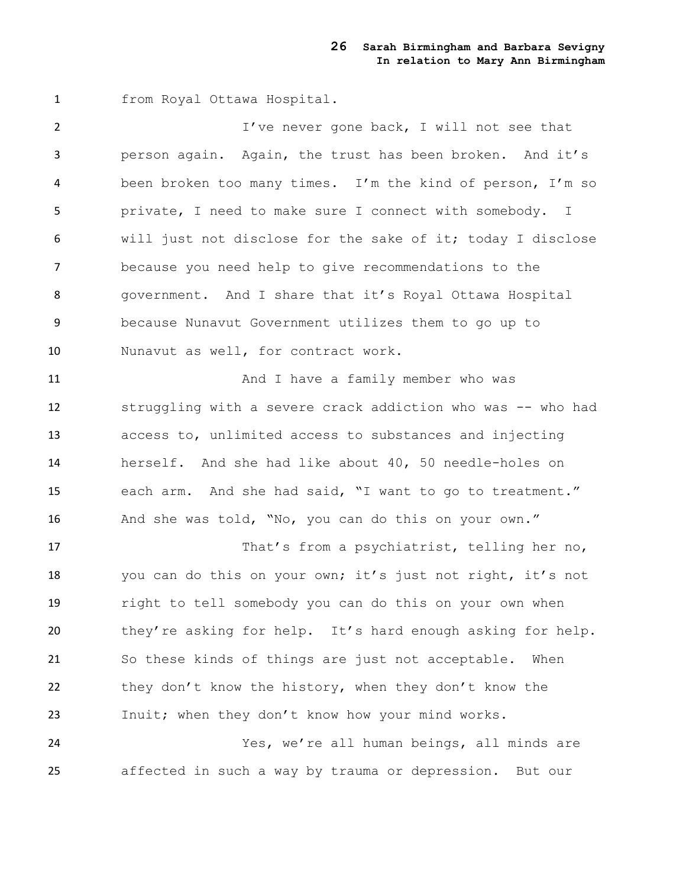from Royal Ottawa Hospital.

I've never gone back, I will not see that person again. Again, the trust has been broken. And it's been broken too many times. I'm the kind of person, I'm so private, I need to make sure I connect with somebody. I will just not disclose for the sake of it; today I disclose because you need help to give recommendations to the government. And I share that it's Royal Ottawa Hospital because Nunavut Government utilizes them to go up to Nunavut as well, for contract work.

And I have a family member who was struggling with a severe crack addiction who was -- who had access to, unlimited access to substances and injecting herself. And she had like about 40, 50 needle-holes on each arm. And she had said, "I want to go to treatment." And she was told, "No, you can do this on your own."

That's from a psychiatrist, telling her no, you can do this on your own; it's just not right, it's not right to tell somebody you can do this on your own when they're asking for help. It's hard enough asking for help. So these kinds of things are just not acceptable. When they don't know the history, when they don't know the Inuit; when they don't know how your mind works.

Yes, we're all human beings, all minds are affected in such a way by trauma or depression. But our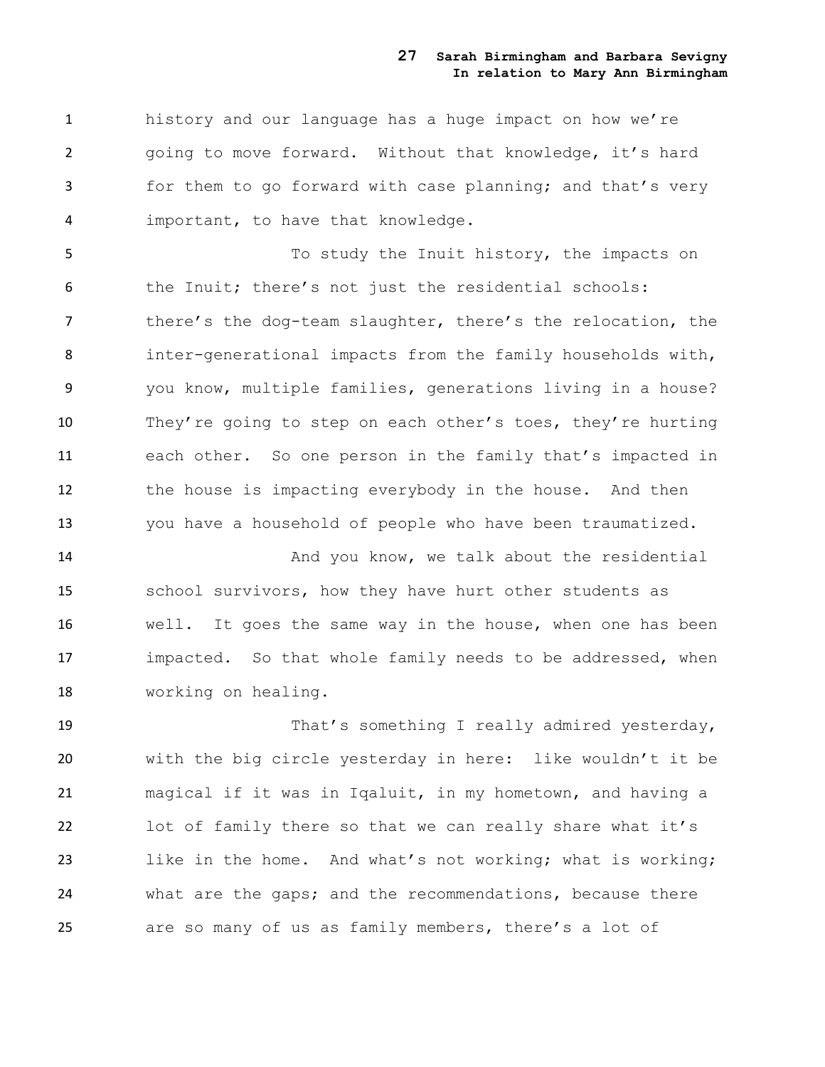history and our language has a huge impact on how we're going to move forward. Without that knowledge, it's hard for them to go forward with case planning; and that's very important, to have that knowledge.

To study the Inuit history, the impacts on the Inuit; there's not just the residential schools: there's the dog-team slaughter, there's the relocation, the inter-generational impacts from the family households with, you know, multiple families, generations living in a house? They're going to step on each other's toes, they're hurting each other. So one person in the family that's impacted in the house is impacting everybody in the house. And then you have a household of people who have been traumatized.

And you know, we talk about the residential school survivors, how they have hurt other students as well. It goes the same way in the house, when one has been impacted. So that whole family needs to be addressed, when working on healing.

That's something I really admired yesterday, with the big circle yesterday in here: like wouldn't it be magical if it was in Iqaluit, in my hometown, and having a lot of family there so that we can really share what it's like in the home. And what's not working; what is working; what are the gaps; and the recommendations, because there are so many of us as family members, there's a lot of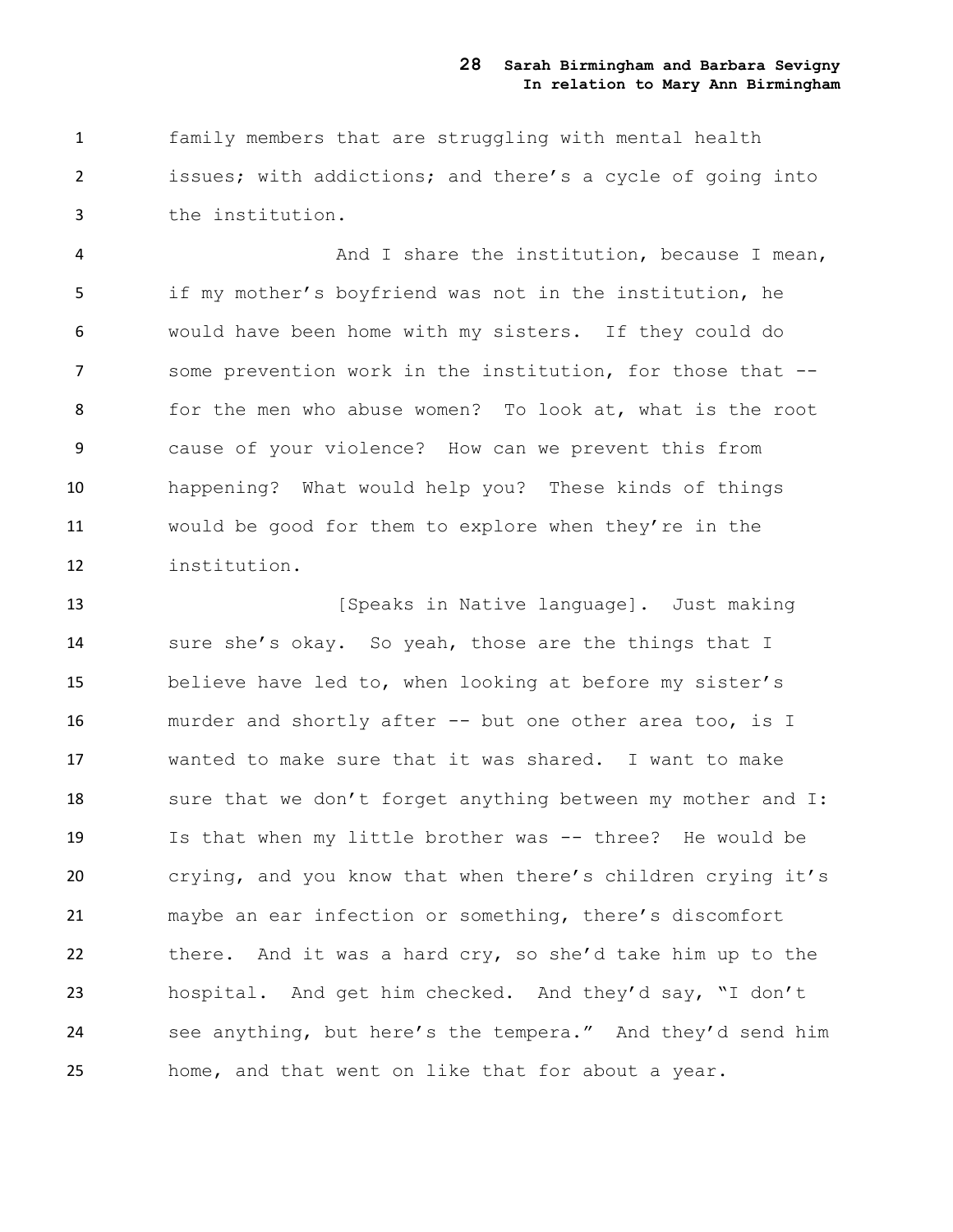family members that are struggling with mental health issues; with addictions; and there's a cycle of going into the institution.

And I share the institution, because I mean, if my mother's boyfriend was not in the institution, he would have been home with my sisters. If they could do some prevention work in the institution, for those that -- for the men who abuse women? To look at, what is the root cause of your violence? How can we prevent this from happening? What would help you? These kinds of things would be good for them to explore when they're in the institution.

[Speaks in Native language]. Just making sure she's okay. So yeah, those are the things that I believe have led to, when looking at before my sister's murder and shortly after -- but one other area too, is I wanted to make sure that it was shared. I want to make sure that we don't forget anything between my mother and I: Is that when my little brother was -- three? He would be crying, and you know that when there's children crying it's maybe an ear infection or something, there's discomfort there. And it was a hard cry, so she'd take him up to the hospital. And get him checked. And they'd say, "I don't see anything, but here's the tempera." And they'd send him home, and that went on like that for about a year.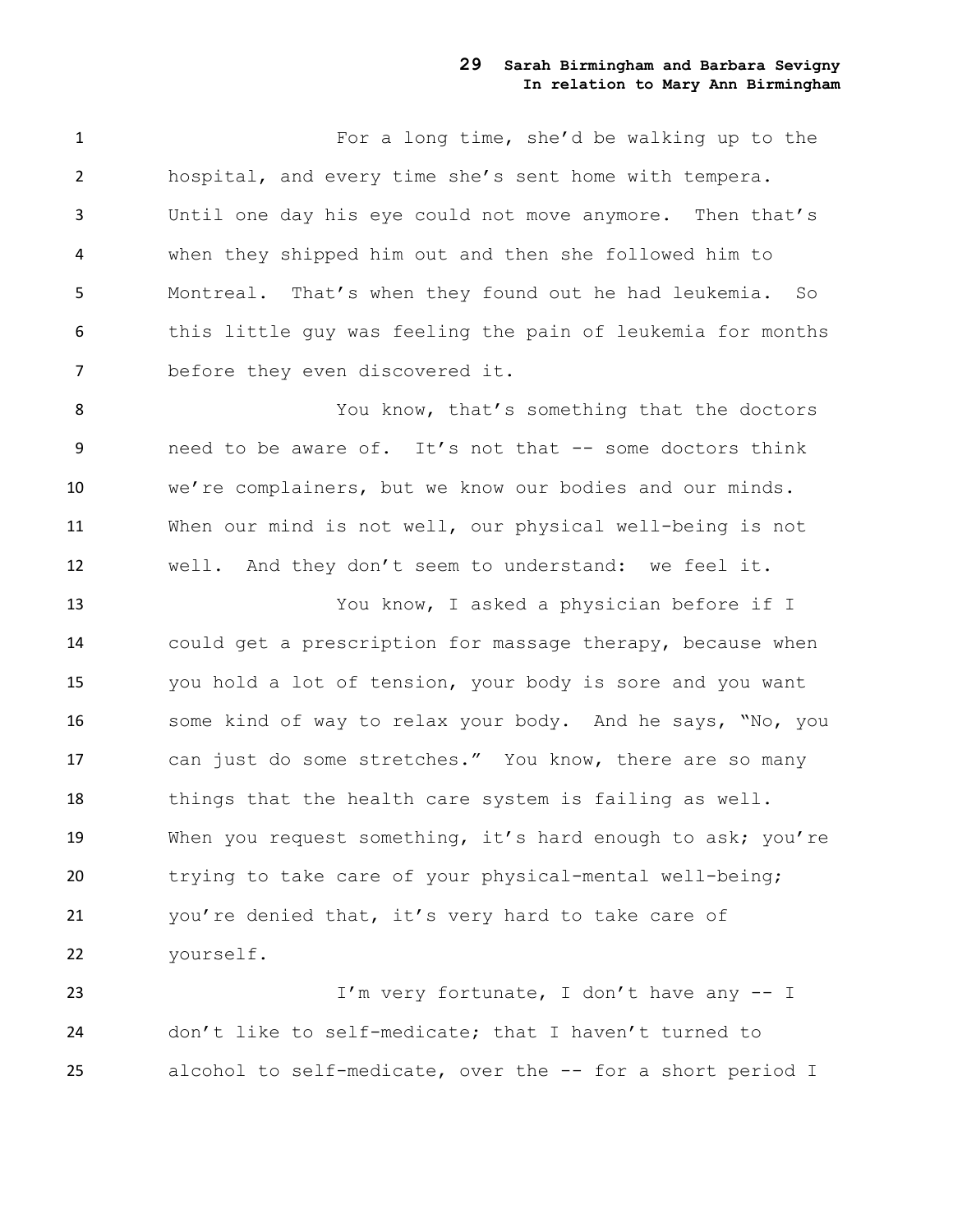For a long time, she'd be walking up to the hospital, and every time she's sent home with tempera. Until one day his eye could not move anymore. Then that's when they shipped him out and then she followed him to Montreal. That's when they found out he had leukemia. So this little guy was feeling the pain of leukemia for months before they even discovered it.

You know, that's something that the doctors need to be aware of. It's not that -- some doctors think we're complainers, but we know our bodies and our minds. When our mind is not well, our physical well-being is not well. And they don't seem to understand: we feel it.

You know, I asked a physician before if I could get a prescription for massage therapy, because when you hold a lot of tension, your body is sore and you want some kind of way to relax your body. And he says, "No, you can just do some stretches." You know, there are so many things that the health care system is failing as well. When you request something, it's hard enough to ask; you're trying to take care of your physical-mental well-being; you're denied that, it's very hard to take care of yourself.

I'm very fortunate, I don't have any -- I don't like to self-medicate; that I haven't turned to alcohol to self-medicate, over the -- for a short period I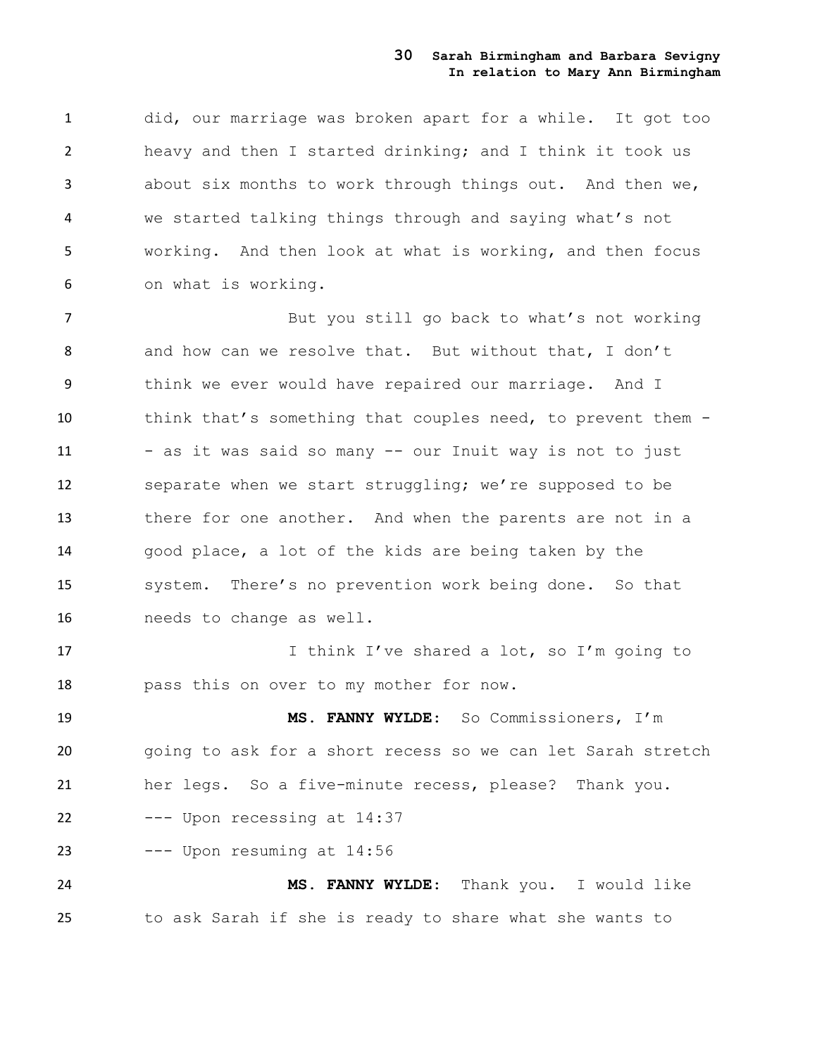did, our marriage was broken apart for a while. It got too heavy and then I started drinking; and I think it took us about six months to work through things out. And then we, we started talking things through and saying what's not working. And then look at what is working, and then focus on what is working.

But you still go back to what's not working and how can we resolve that. But without that, I don't think we ever would have repaired our marriage. And I think that's something that couples need, to prevent them -- as it was said so many -- our Inuit way is not to just separate when we start struggling; we're supposed to be there for one another. And when the parents are not in a good place, a lot of the kids are being taken by the system. There's no prevention work being done. So that needs to change as well.

I think I've shared a lot, so I'm going to pass this on over to my mother for now.

**MS. FANNY WYLDE:** So Commissioners, I'm going to ask for a short recess so we can let Sarah stretch her legs. So a five-minute recess, please? Thank you.

--- Upon recessing at 14:37

--- Upon resuming at 14:56

**MS. FANNY WYLDE:** Thank you. I would like to ask Sarah if she is ready to share what she wants to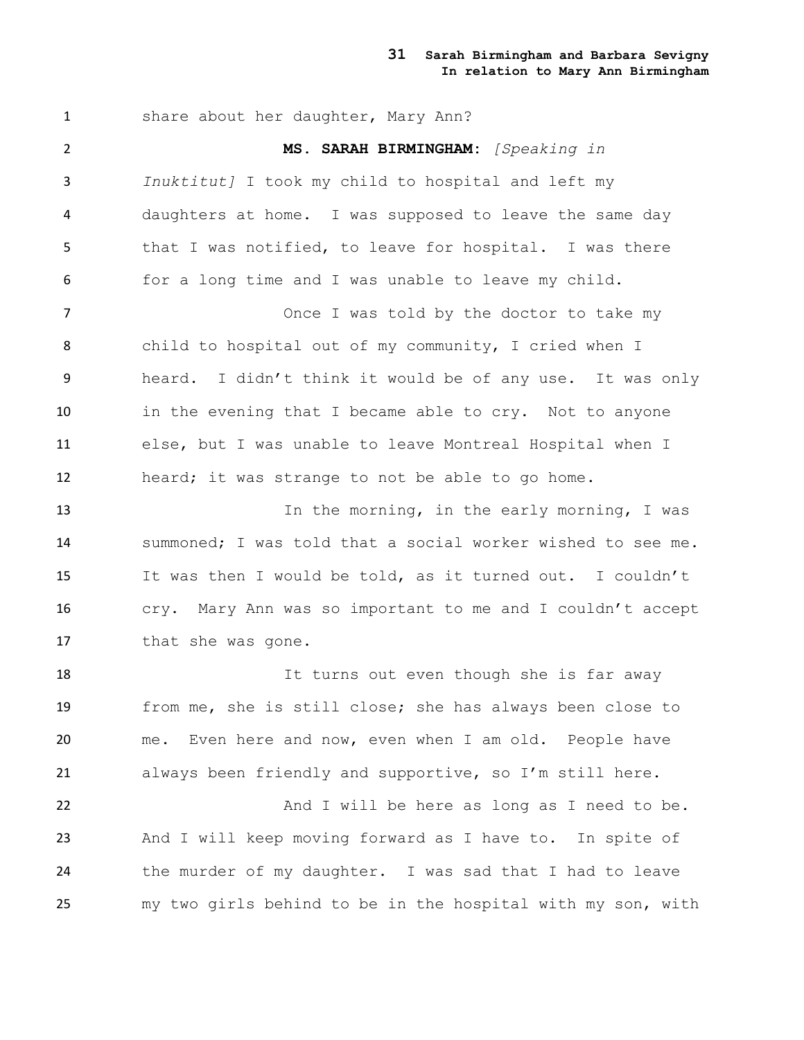share about her daughter, Mary Ann?

**MS. SARAH BIRMINGHAM:** *[Speaking in Inuktitut]* I took my child to hospital and left my daughters at home. I was supposed to leave the same day that I was notified, to leave for hospital. I was there for a long time and I was unable to leave my child.

Once I was told by the doctor to take my child to hospital out of my community, I cried when I heard. I didn't think it would be of any use. It was only in the evening that I became able to cry. Not to anyone else, but I was unable to leave Montreal Hospital when I heard; it was strange to not be able to go home.

In the morning, in the early morning, I was summoned; I was told that a social worker wished to see me. It was then I would be told, as it turned out. I couldn't cry. Mary Ann was so important to me and I couldn't accept that she was gone.

It turns out even though she is far away from me, she is still close; she has always been close to me. Even here and now, even when I am old. People have always been friendly and supportive, so I'm still here.

And I will be here as long as I need to be. And I will keep moving forward as I have to. In spite of the murder of my daughter. I was sad that I had to leave my two girls behind to be in the hospital with my son, with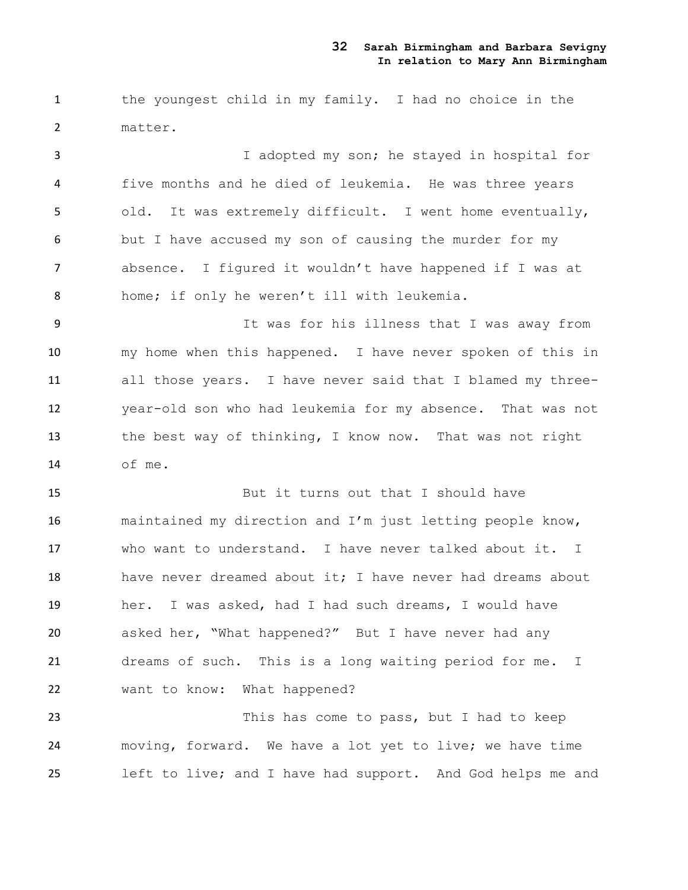the youngest child in my family. I had no choice in the matter.

I adopted my son; he stayed in hospital for five months and he died of leukemia. He was three years old. It was extremely difficult. I went home eventually, but I have accused my son of causing the murder for my absence. I figured it wouldn't have happened if I was at home; if only he weren't ill with leukemia.

It was for his illness that I was away from my home when this happened. I have never spoken of this in all those years. I have never said that I blamed my three-year-old son who had leukemia for my absence. That was not the best way of thinking, I know now. That was not right of me.

But it turns out that I should have maintained my direction and I'm just letting people know, who want to understand. I have never talked about it. I have never dreamed about it; I have never had dreams about her. I was asked, had I had such dreams, I would have asked her, "What happened?" But I have never had any dreams of such. This is a long waiting period for me. I want to know: What happened?

This has come to pass, but I had to keep moving, forward. We have a lot yet to live; we have time left to live; and I have had support. And God helps me and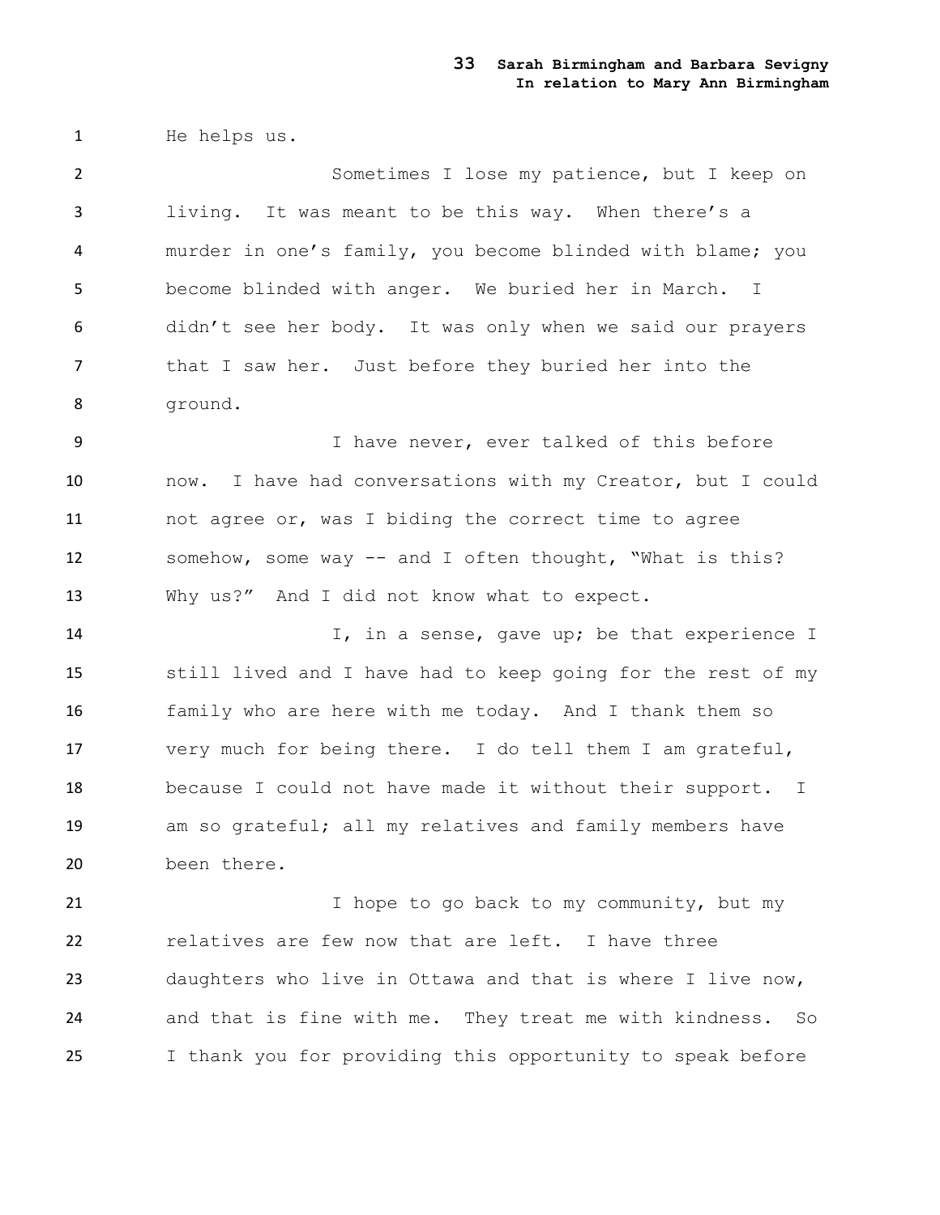He helps us.

Sometimes I lose my patience, but I keep on living. It was meant to be this way. When there's a murder in one's family, you become blinded with blame; you become blinded with anger. We buried her in March. I didn't see her body. It was only when we said our prayers that I saw her. Just before they buried her into the ground.

I have never, ever talked of this before now. I have had conversations with my Creator, but I could not agree or, was I biding the correct time to agree somehow, some way -- and I often thought, "What is this? Why us?" And I did not know what to expect.

I, in a sense, gave up; be that experience I still lived and I have had to keep going for the rest of my family who are here with me today. And I thank them so very much for being there. I do tell them I am grateful, because I could not have made it without their support. I am so grateful; all my relatives and family members have been there.

I hope to go back to my community, but my relatives are few now that are left. I have three daughters who live in Ottawa and that is where I live now, and that is fine with me. They treat me with kindness. So I thank you for providing this opportunity to speak before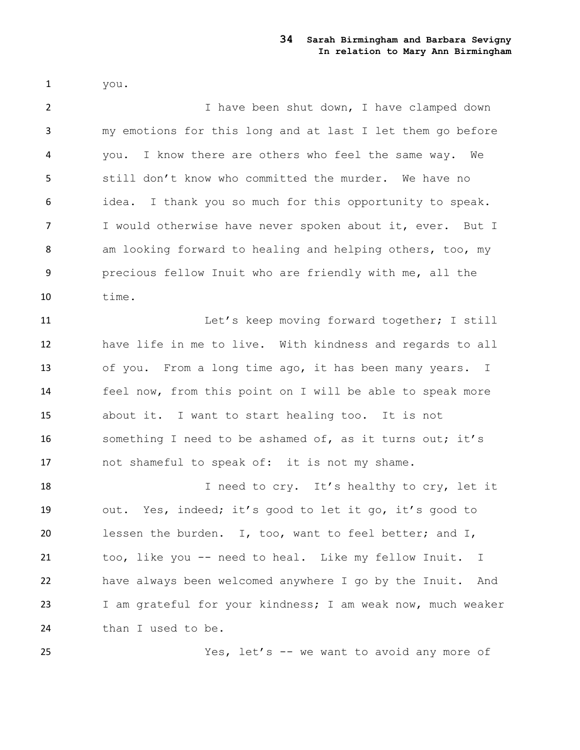you.

I have been shut down, I have clamped down my emotions for this long and at last I let them go before you. I know there are others who feel the same way. We still don't know who committed the murder. We have no idea. I thank you so much for this opportunity to speak. I would otherwise have never spoken about it, ever. But I am looking forward to healing and helping others, too, my precious fellow Inuit who are friendly with me, all the time.

Let's keep moving forward together; I still have life in me to live. With kindness and regards to all of you. From a long time ago, it has been many years. I feel now, from this point on I will be able to speak more about it. I want to start healing too. It is not something I need to be ashamed of, as it turns out; it's not shameful to speak of: it is not my shame.

I need to cry. It's healthy to cry, let it out. Yes, indeed; it's good to let it go, it's good to lessen the burden. I, too, want to feel better; and I, too, like you -- need to heal. Like my fellow Inuit. I have always been welcomed anywhere I go by the Inuit. And I am grateful for your kindness; I am weak now, much weaker than I used to be.

Yes, let's -- we want to avoid any more of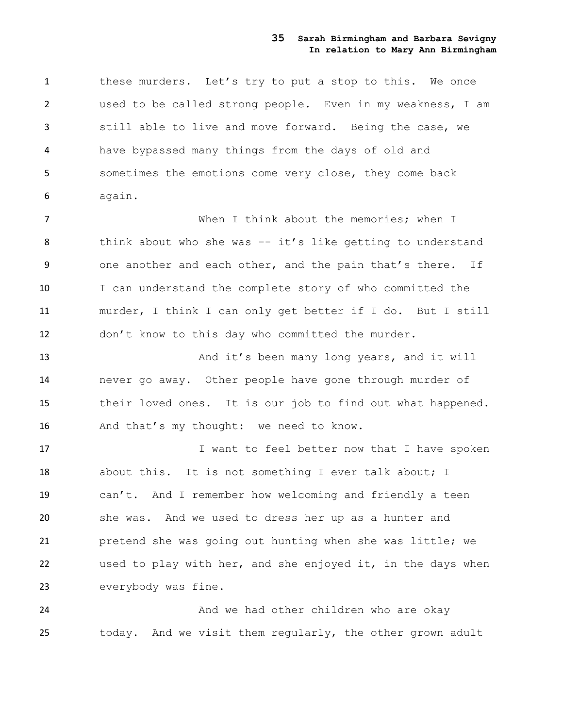these murders. Let's try to put a stop to this. We once used to be called strong people. Even in my weakness, I am still able to live and move forward. Being the case, we have bypassed many things from the days of old and sometimes the emotions come very close, they come back again.

When I think about the memories; when I think about who she was -- it's like getting to understand one another and each other, and the pain that's there. If I can understand the complete story of who committed the murder, I think I can only get better if I do. But I still don't know to this day who committed the murder.

And it's been many long years, and it will never go away. Other people have gone through murder of their loved ones. It is our job to find out what happened. And that's my thought: we need to know.

I want to feel better now that I have spoken about this. It is not something I ever talk about; I can't. And I remember how welcoming and friendly a teen she was. And we used to dress her up as a hunter and pretend she was going out hunting when she was little; we used to play with her, and she enjoyed it, in the days when everybody was fine.

And we had other children who are okay today. And we visit them regularly, the other grown adult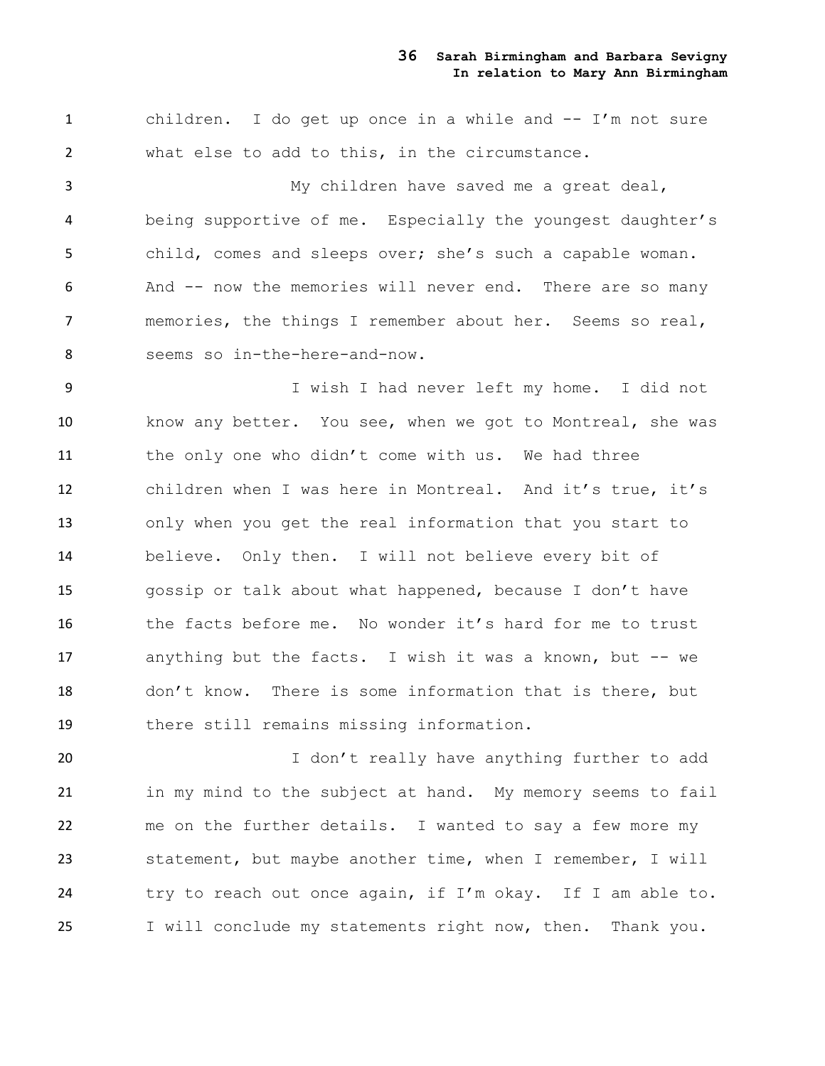children. I do get up once in a while and -- I'm not sure what else to add to this, in the circumstance.

My children have saved me a great deal, being supportive of me. Especially the youngest daughter's child, comes and sleeps over; she's such a capable woman. And -- now the memories will never end. There are so many memories, the things I remember about her. Seems so real, seems so in-the-here-and-now.

I wish I had never left my home. I did not know any better. You see, when we got to Montreal, she was the only one who didn't come with us. We had three children when I was here in Montreal. And it's true, it's only when you get the real information that you start to believe. Only then. I will not believe every bit of gossip or talk about what happened, because I don't have the facts before me. No wonder it's hard for me to trust anything but the facts. I wish it was a known, but -- we don't know. There is some information that is there, but there still remains missing information.

I don't really have anything further to add in my mind to the subject at hand. My memory seems to fail me on the further details. I wanted to say a few more my statement, but maybe another time, when I remember, I will try to reach out once again, if I'm okay. If I am able to. I will conclude my statements right now, then. Thank you.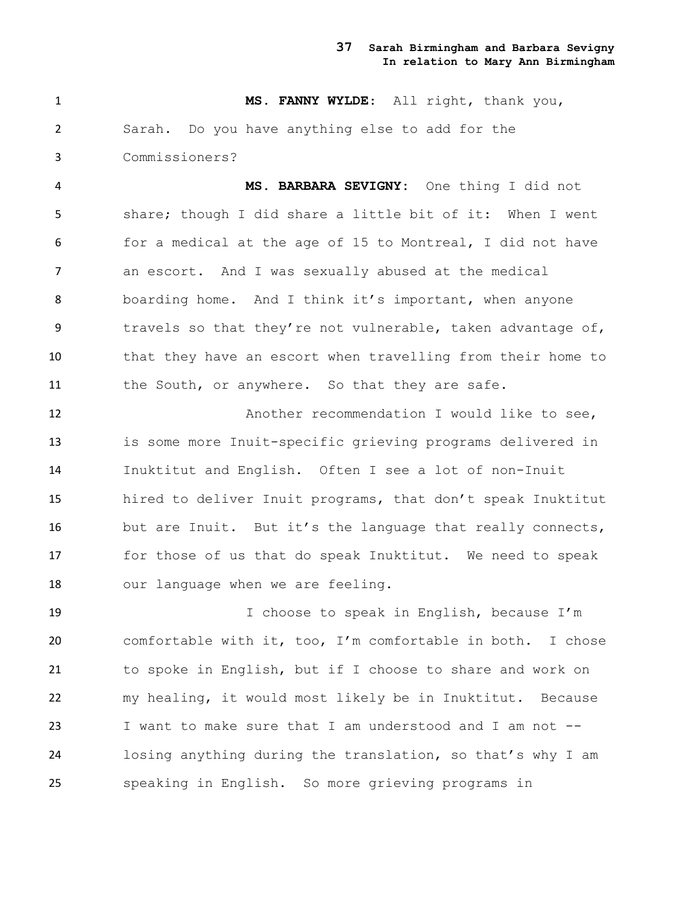**MS. FANNY WYLDE:** All right, thank you, Sarah. Do you have anything else to add for the Commissioners?

**MS. BARBARA SEVIGNY:** One thing I did not share; though I did share a little bit of it: When I went for a medical at the age of 15 to Montreal, I did not have an escort. And I was sexually abused at the medical boarding home. And I think it's important, when anyone travels so that they're not vulnerable, taken advantage of, that they have an escort when travelling from their home to the South, or anywhere. So that they are safe.

Another recommendation I would like to see, is some more Inuit-specific grieving programs delivered in Inuktitut and English. Often I see a lot of non-Inuit hired to deliver Inuit programs, that don't speak Inuktitut but are Inuit. But it's the language that really connects, for those of us that do speak Inuktitut. We need to speak our language when we are feeling.

I choose to speak in English, because I'm comfortable with it, too, I'm comfortable in both. I chose to spoke in English, but if I choose to share and work on my healing, it would most likely be in Inuktitut. Because I want to make sure that I am understood and I am not -- losing anything during the translation, so that's why I am speaking in English. So more grieving programs in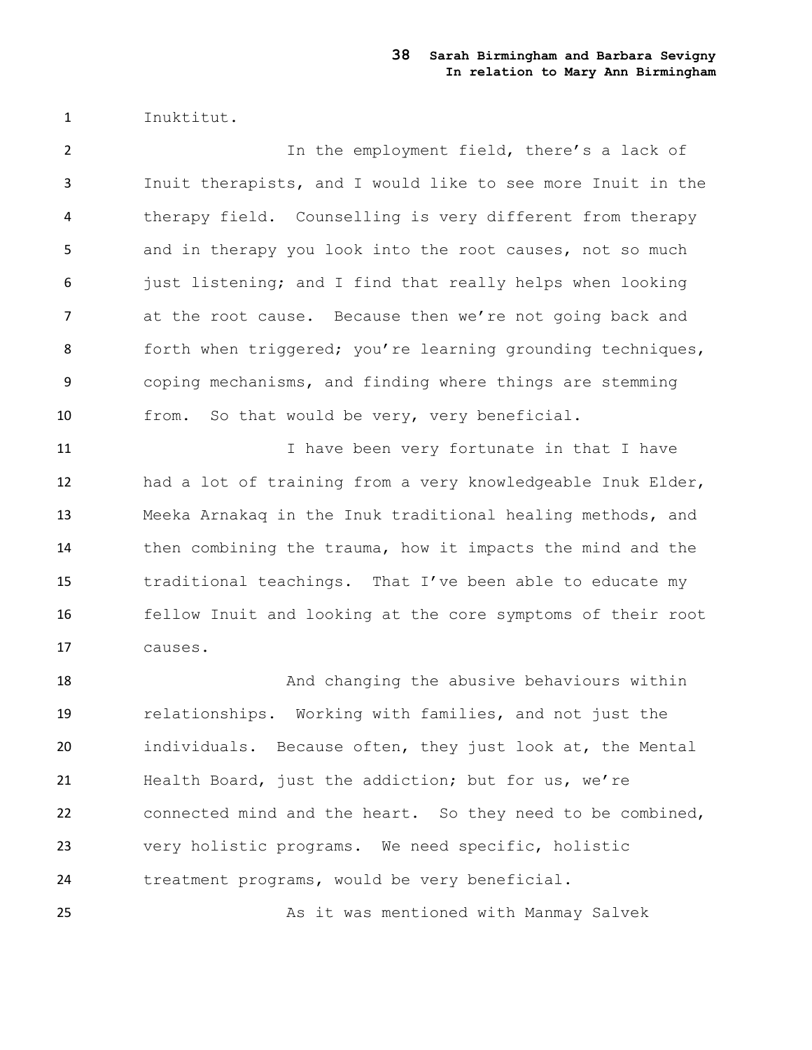Inuktitut.

In the employment field, there's a lack of Inuit therapists, and I would like to see more Inuit in the therapy field. Counselling is very different from therapy and in therapy you look into the root causes, not so much just listening; and I find that really helps when looking at the root cause. Because then we're not going back and forth when triggered; you're learning grounding techniques, coping mechanisms, and finding where things are stemming from. So that would be very, very beneficial.

I have been very fortunate in that I have had a lot of training from a very knowledgeable Inuk Elder, Meeka Arnakaq in the Inuk traditional healing methods, and then combining the trauma, how it impacts the mind and the traditional teachings. That I've been able to educate my fellow Inuit and looking at the core symptoms of their root causes.

And changing the abusive behaviours within relationships. Working with families, and not just the individuals. Because often, they just look at, the Mental Health Board, just the addiction; but for us, we're connected mind and the heart. So they need to be combined, very holistic programs. We need specific, holistic treatment programs, would be very beneficial.

As it was mentioned with Manmay Salvek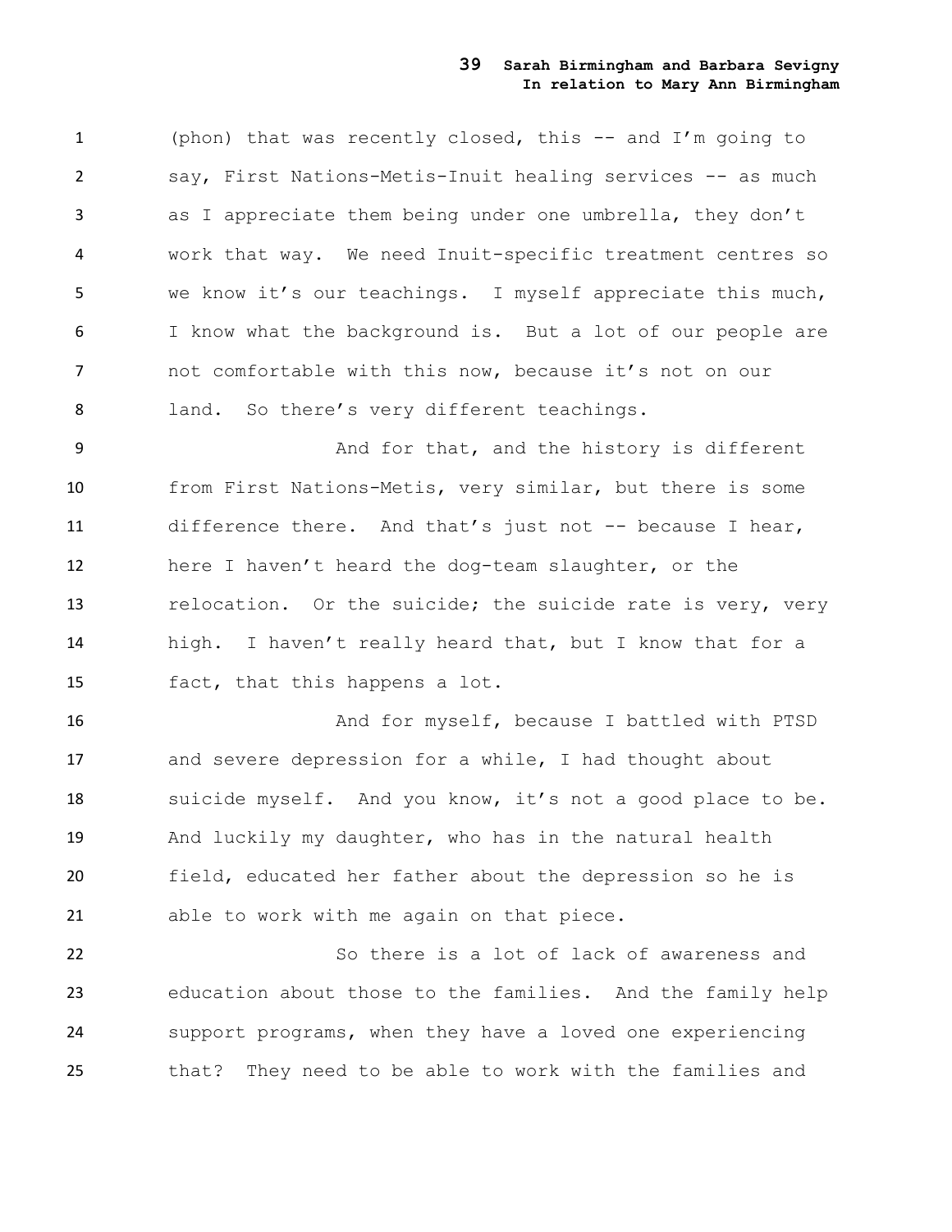(phon) that was recently closed, this -- and I'm going to say, First Nations-Metis-Inuit healing services -- as much as I appreciate them being under one umbrella, they don't work that way. We need Inuit-specific treatment centres so we know it's our teachings. I myself appreciate this much, I know what the background is. But a lot of our people are not comfortable with this now, because it's not on our land. So there's very different teachings.

And for that, and the history is different from First Nations-Metis, very similar, but there is some difference there. And that's just not -- because I hear, here I haven't heard the dog-team slaughter, or the relocation. Or the suicide; the suicide rate is very, very high. I haven't really heard that, but I know that for a fact, that this happens a lot.

And for myself, because I battled with PTSD and severe depression for a while, I had thought about suicide myself. And you know, it's not a good place to be. And luckily my daughter, who has in the natural health field, educated her father about the depression so he is able to work with me again on that piece.

So there is a lot of lack of awareness and education about those to the families. And the family help support programs, when they have a loved one experiencing that? They need to be able to work with the families and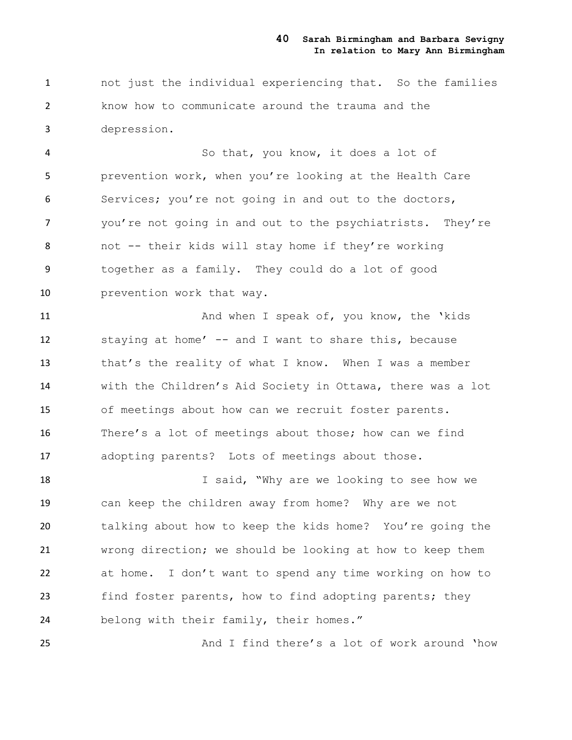not just the individual experiencing that. So the families know how to communicate around the trauma and the depression.

So that, you know, it does a lot of prevention work, when you're looking at the Health Care Services; you're not going in and out to the doctors, you're not going in and out to the psychiatrists. They're not -- their kids will stay home if they're working together as a family. They could do a lot of good prevention work that way.

And when I speak of, you know, the 'kids staying at home' -- and I want to share this, because that's the reality of what I know. When I was a member with the Children's Aid Society in Ottawa, there was a lot of meetings about how can we recruit foster parents. There's a lot of meetings about those; how can we find adopting parents? Lots of meetings about those.

I said, "Why are we looking to see how we can keep the children away from home? Why are we not talking about how to keep the kids home? You're going the wrong direction; we should be looking at how to keep them at home. I don't want to spend any time working on how to find foster parents, how to find adopting parents; they belong with their family, their homes."

And I find there's a lot of work around 'how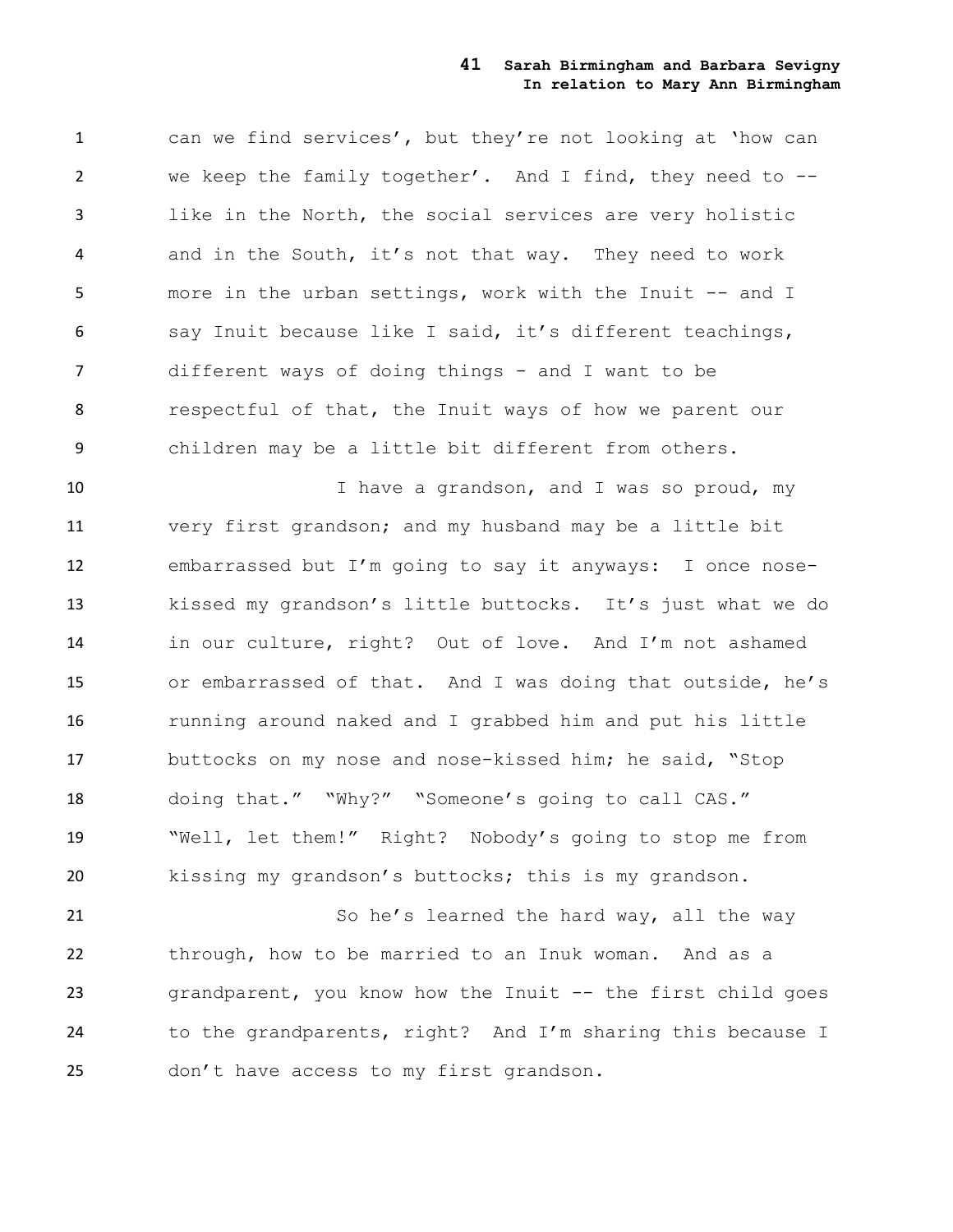can we find services', but they're not looking at 'how can we keep the family together'. And I find, they need to -- like in the North, the social services are very holistic and in the South, it's not that way. They need to work more in the urban settings, work with the Inuit -- and I say Inuit because like I said, it's different teachings, different ways of doing things - and I want to be respectful of that, the Inuit ways of how we parent our children may be a little bit different from others.

I have a grandson, and I was so proud, my very first grandson; and my husband may be a little bit embarrassed but I'm going to say it anyways: I once nose-kissed my grandson's little buttocks. It's just what we do in our culture, right? Out of love. And I'm not ashamed or embarrassed of that. And I was doing that outside, he's running around naked and I grabbed him and put his little buttocks on my nose and nose-kissed him; he said, "Stop doing that." "Why?" "Someone's going to call CAS." "Well, let them!" Right? Nobody's going to stop me from kissing my grandson's buttocks; this is my grandson.

So he's learned the hard way, all the way through, how to be married to an Inuk woman. And as a grandparent, you know how the Inuit -- the first child goes to the grandparents, right? And I'm sharing this because I don't have access to my first grandson.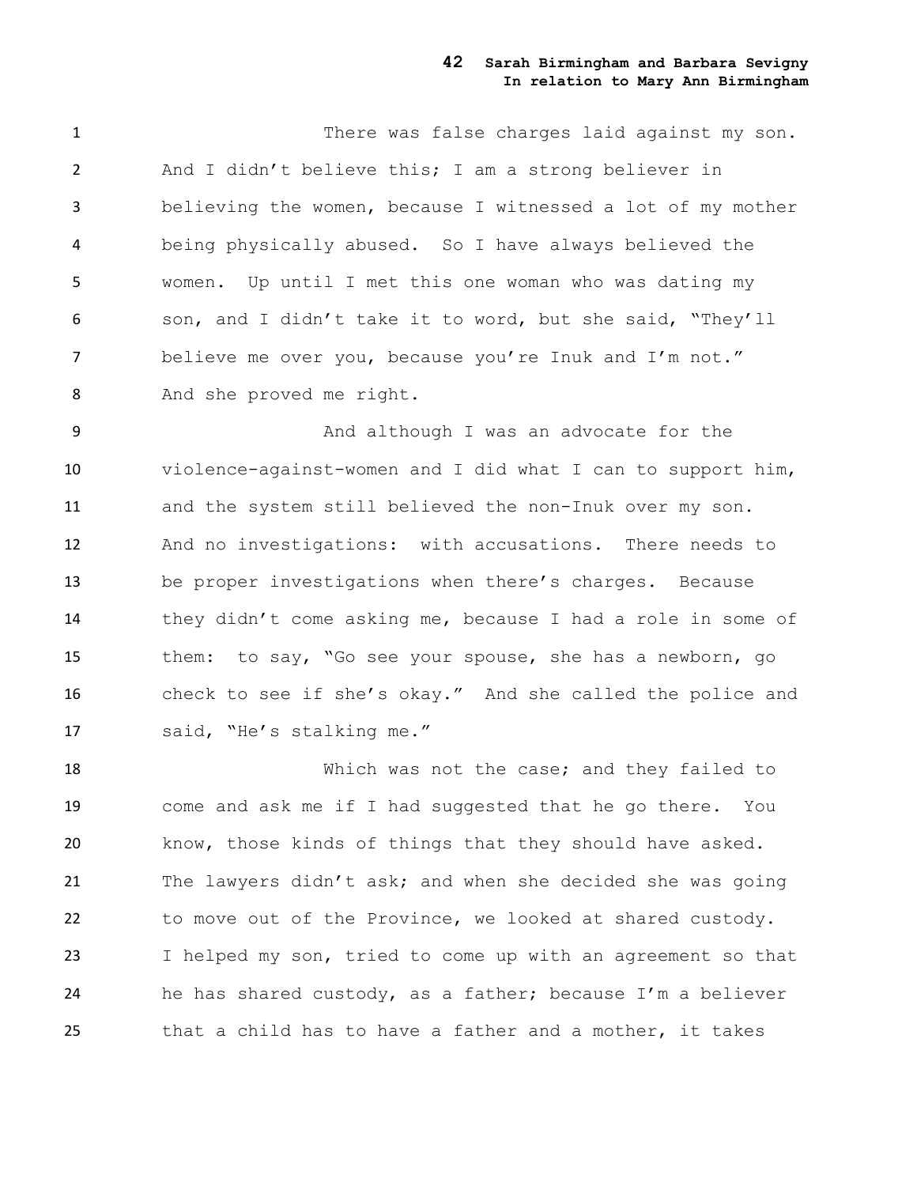There was false charges laid against my son. And I didn't believe this; I am a strong believer in believing the women, because I witnessed a lot of my mother being physically abused. So I have always believed the women. Up until I met this one woman who was dating my son, and I didn't take it to word, but she said, "They'll believe me over you, because you're Inuk and I'm not." And she proved me right.

And although I was an advocate for the violence-against-women and I did what I can to support him, and the system still believed the non-Inuk over my son. And no investigations: with accusations. There needs to be proper investigations when there's charges. Because they didn't come asking me, because I had a role in some of them: to say, "Go see your spouse, she has a newborn, go check to see if she's okay." And she called the police and said, "He's stalking me."

Which was not the case; and they failed to come and ask me if I had suggested that he go there. You know, those kinds of things that they should have asked. The lawyers didn't ask; and when she decided she was going to move out of the Province, we looked at shared custody. I helped my son, tried to come up with an agreement so that he has shared custody, as a father; because I'm a believer that a child has to have a father and a mother, it takes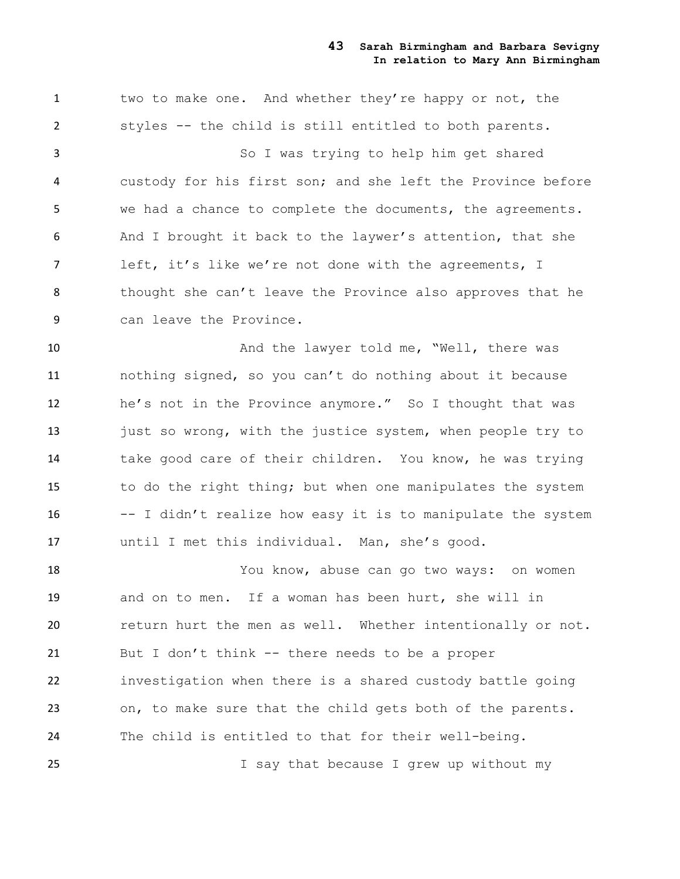two to make one. And whether they're happy or not, the styles -- the child is still entitled to both parents.

So I was trying to help him get shared custody for his first son; and she left the Province before we had a chance to complete the documents, the agreements. And I brought it back to the laywer's attention, that she left, it's like we're not done with the agreements, I thought she can't leave the Province also approves that he can leave the Province.

And the lawyer told me, "Well, there was nothing signed, so you can't do nothing about it because he's not in the Province anymore." So I thought that was just so wrong, with the justice system, when people try to take good care of their children. You know, he was trying to do the right thing; but when one manipulates the system -- I didn't realize how easy it is to manipulate the system until I met this individual. Man, she's good.

You know, abuse can go two ways: on women and on to men. If a woman has been hurt, she will in return hurt the men as well. Whether intentionally or not. But I don't think -- there needs to be a proper investigation when there is a shared custody battle going on, to make sure that the child gets both of the parents. The child is entitled to that for their well-being.

I say that because I grew up without my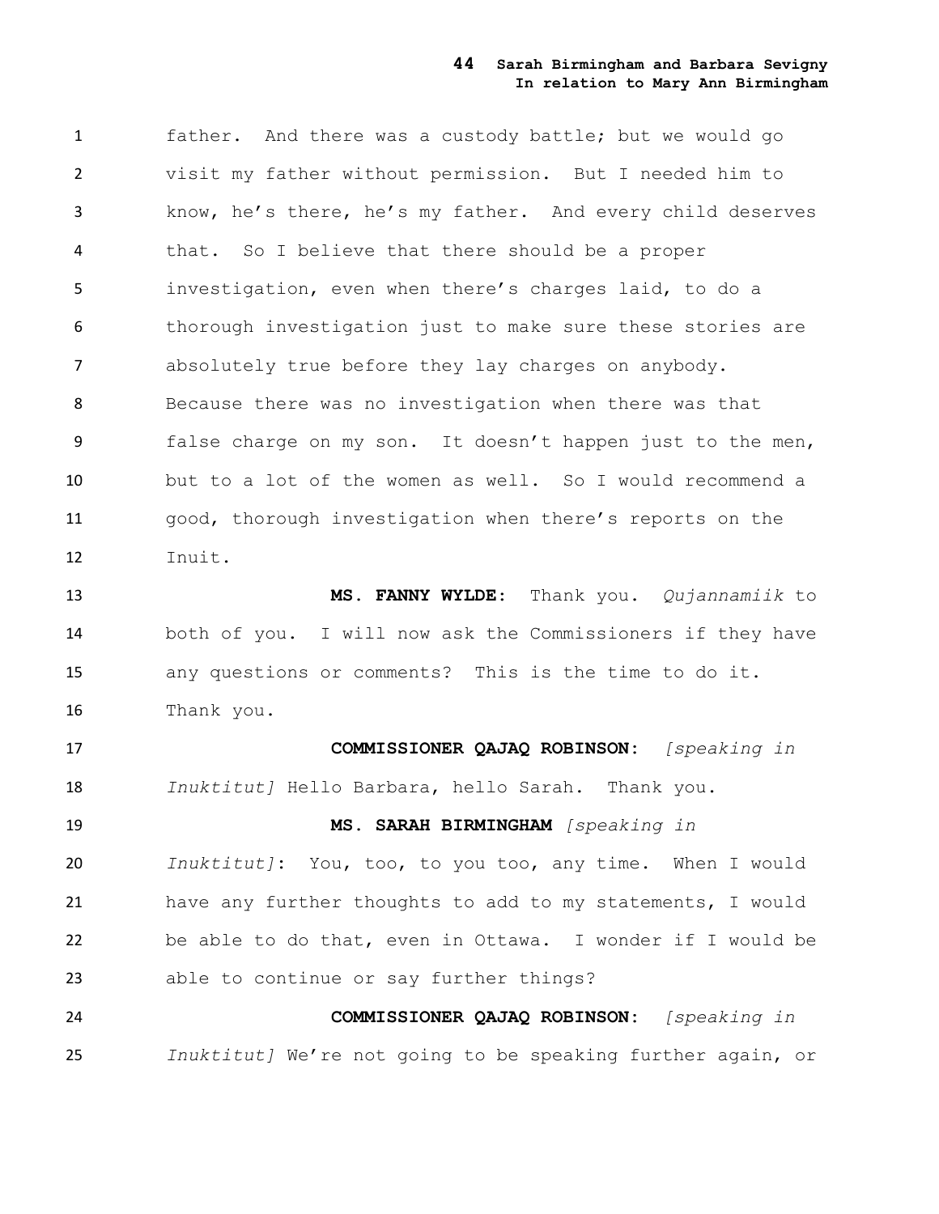father. And there was a custody battle; but we would go visit my father without permission. But I needed him to know, he's there, he's my father. And every child deserves that. So I believe that there should be a proper investigation, even when there's charges laid, to do a thorough investigation just to make sure these stories are absolutely true before they lay charges on anybody. Because there was no investigation when there was that false charge on my son. It doesn't happen just to the men, but to a lot of the women as well. So I would recommend a good, thorough investigation when there's reports on the Inuit.

**MS. FANNY WYLDE:** Thank you. *Qujannamiik* to both of you. I will now ask the Commissioners if they have any questions or comments? This is the time to do it. Thank you.

**COMMISSIONER QAJAQ ROBINSON:** *[speaking in Inuktitut]* Hello Barbara, hello Sarah. Thank you.

**MS. SARAH BIRMINGHAM** *[speaking in Inuktitut]*: You, too, to you too, any time. When I would have any further thoughts to add to my statements, I would be able to do that, even in Ottawa. I wonder if I would be able to continue or say further things?

**COMMISSIONER QAJAQ ROBINSON:** *[speaking in Inuktitut]* We're not going to be speaking further again, or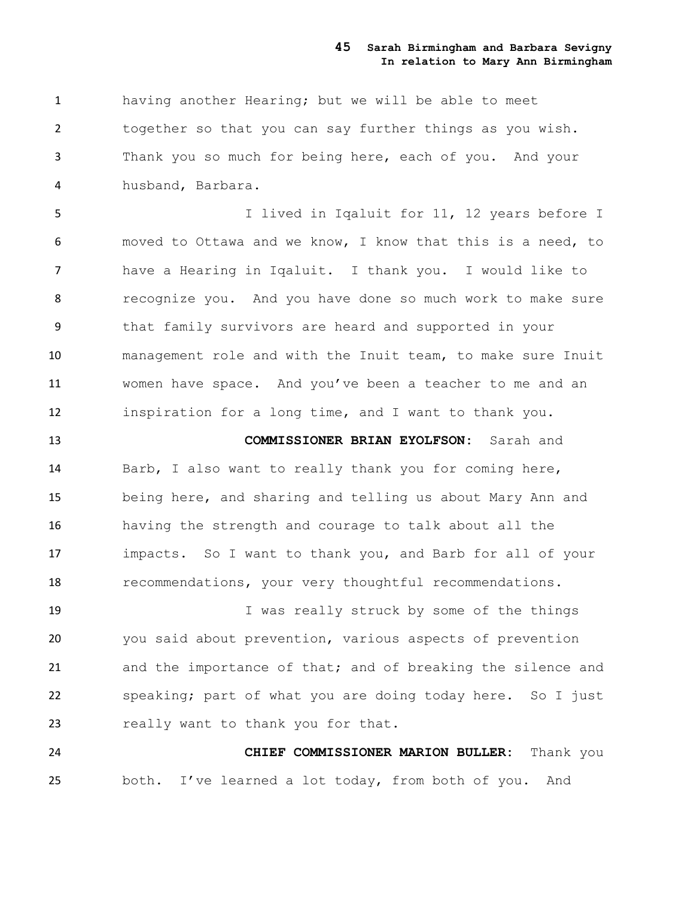having another Hearing; but we will be able to meet together so that you can say further things as you wish. Thank you so much for being here, each of you. And your husband, Barbara.

I lived in Iqaluit for 11, 12 years before I moved to Ottawa and we know, I know that this is a need, to have a Hearing in Iqaluit. I thank you. I would like to recognize you. And you have done so much work to make sure that family survivors are heard and supported in your management role and with the Inuit team, to make sure Inuit women have space. And you've been a teacher to me and an inspiration for a long time, and I want to thank you.

**COMMISSIONER BRIAN EYOLFSON:** Sarah and Barb, I also want to really thank you for coming here, being here, and sharing and telling us about Mary Ann and having the strength and courage to talk about all the impacts. So I want to thank you, and Barb for all of your recommendations, your very thoughtful recommendations.

I was really struck by some of the things you said about prevention, various aspects of prevention and the importance of that; and of breaking the silence and speaking; part of what you are doing today here. So I just really want to thank you for that.

**CHIEF COMMISSIONER MARION BULLER:** Thank you both. I've learned a lot today, from both of you. And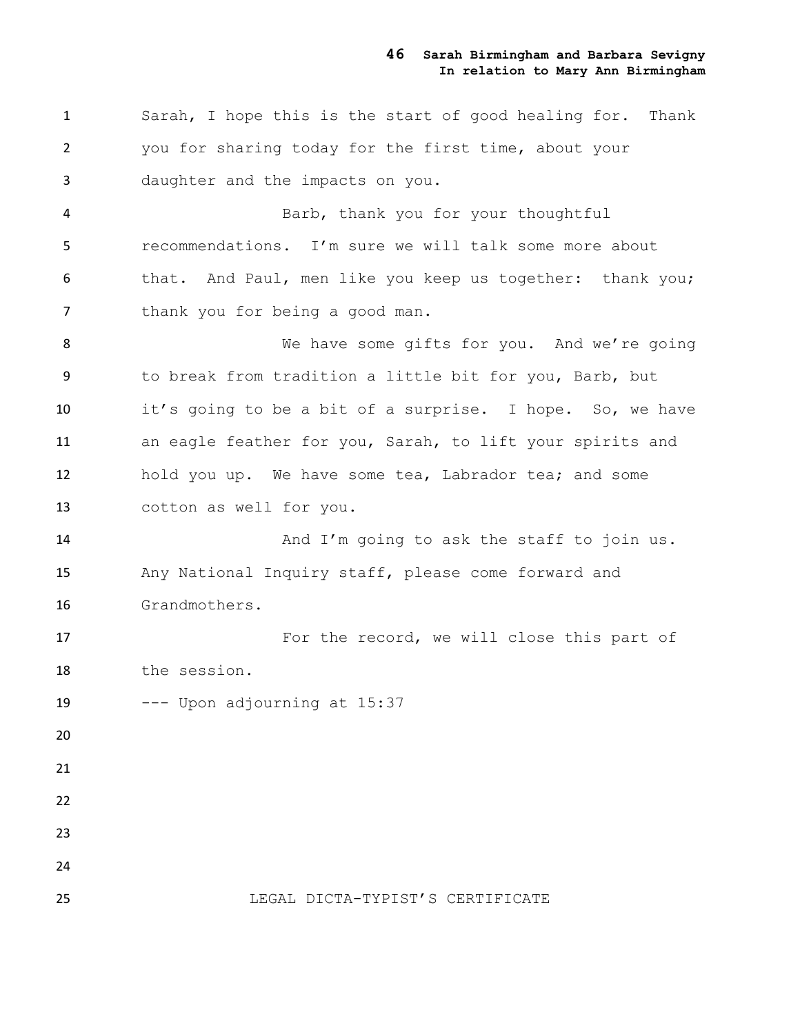Sarah, I hope this is the start of good healing for. Thank you for sharing today for the first time, about your daughter and the impacts on you.

Barb, thank you for your thoughtful recommendations. I'm sure we will talk some more about that. And Paul, men like you keep us together: thank you; thank you for being a good man.

We have some gifts for you. And we're going to break from tradition a little bit for you, Barb, but it's going to be a bit of a surprise. I hope. So, we have an eagle feather for you, Sarah, to lift your spirits and hold you up. We have some tea, Labrador tea; and some cotton as well for you.

And I'm going to ask the staff to join us. Any National Inquiry staff, please come forward and Grandmothers.

For the record, we will close this part of the session.

--- Upon adjourning at 15:37

LEGAL DICTA-TYPIST'S CERTIFICATE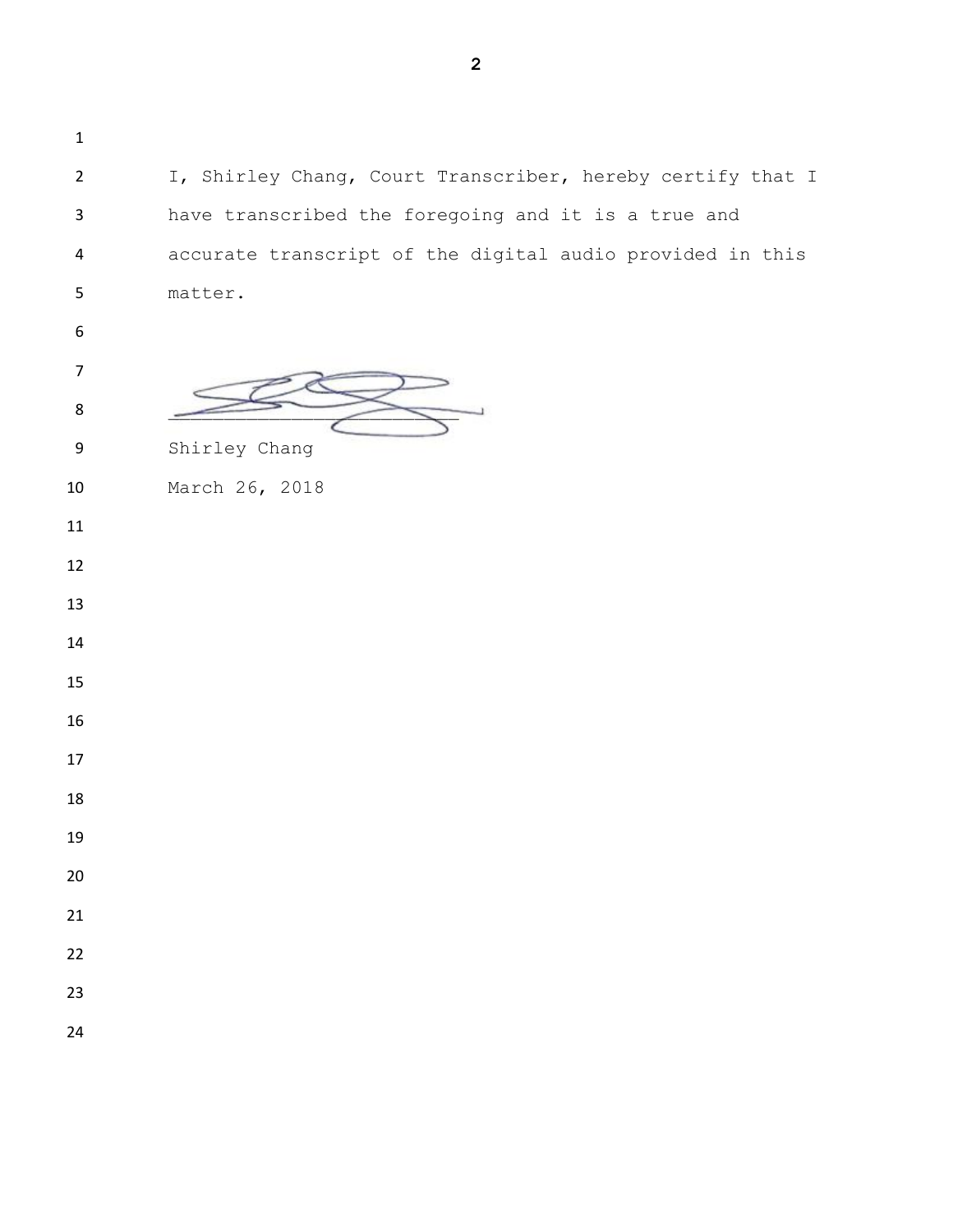I, Shirley Chang, Court Transcriber, hereby certify that I have transcribed the foregoing and it is a true and accurate transcript of the digital audio provided in this matter.

\_\_\_\_\_\_\_\_\_\_\_\_\_\_\_\_\_\_\_\_\_\_\_\_\_\_\_\_\_\_

Shirley Chang

March 26, 2018